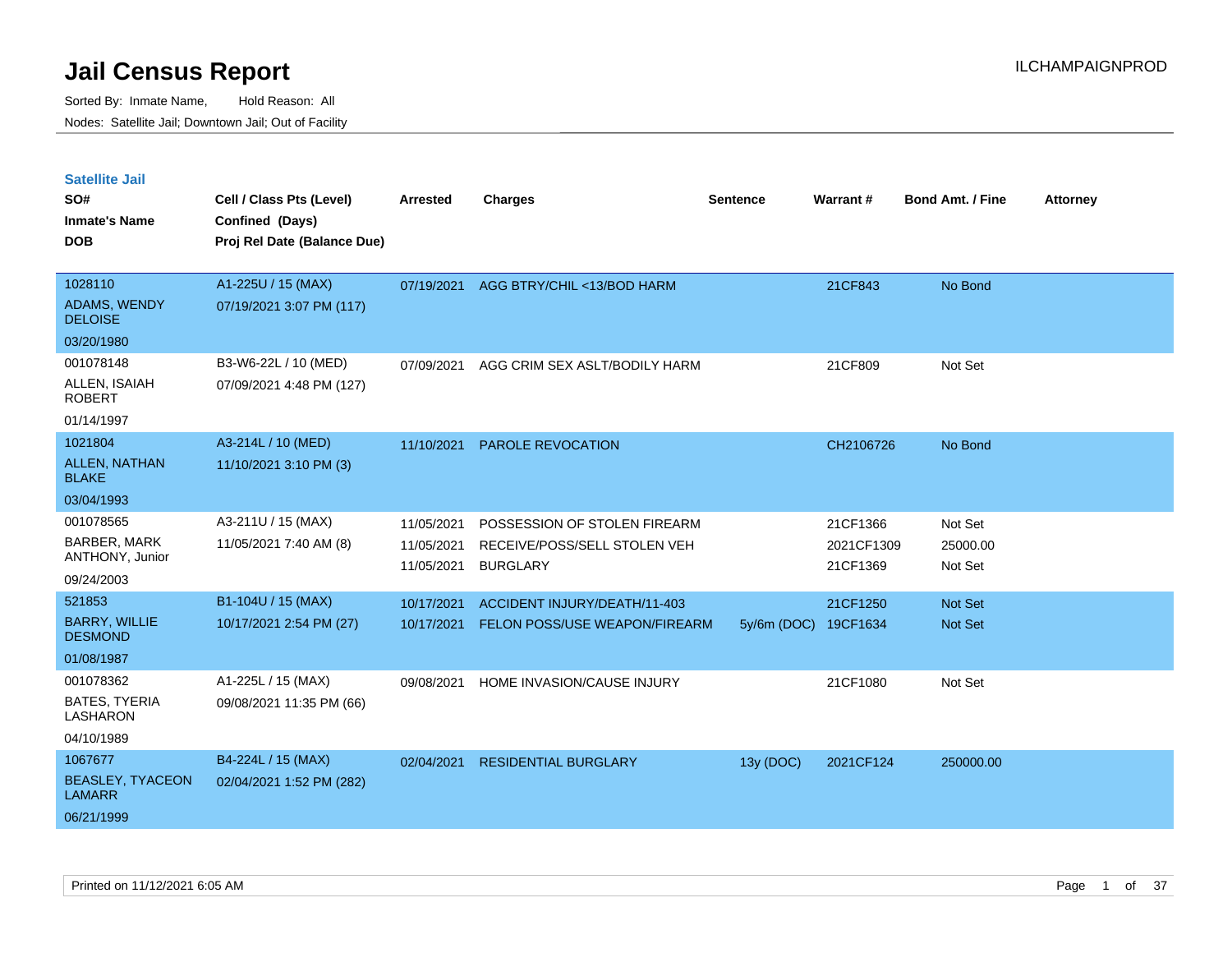# Jail Census Report

ILCHAMPAIGNPROD

Sorted By: Inmate Name, Hold Reason: All

Nodes: Satellite Jail; Downtown Jail; Out of Facility

## Satellite Jail

| SO# / Inmate's Name / DOB | Cell / Class Pts (Level) / Confined (Days) / Proj Rel Date (Balance Due) | Arrested | Charges | Sentence | Warrant # | Bond Amt. / Fine | Attorney |
|---|---|---|---|---|---|---|---|
| 1028110<br>ADAMS, WENDY DELOISE<br>03/20/1980 | A1-225U / 15 (MAX)<br>07/19/2021 3:07 PM (117) | 07/19/2021 | AGG BTRY/CHIL <13/BOD HARM | | 21CF843 | No Bond | |
| 001078148<br>ALLEN, ISAIAH ROBERT<br>01/14/1997 | B3-W6-22L / 10 (MED)<br>07/09/2021 4:48 PM (127) | 07/09/2021 | AGG CRIM SEX ASLT/BODILY HARM | | 21CF809 | Not Set | |
| 1021804<br>ALLEN, NATHAN BLAKE<br>03/04/1993 | A3-214L / 10 (MED)<br>11/10/2021 3:10 PM (3) | 11/10/2021 | PAROLE REVOCATION | | CH2106726 | No Bond | |
| 001078565<br>BARBER, MARK ANTHONY, Junior<br>09/24/2003 | A3-211U / 15 (MAX)<br>11/05/2021 7:40 AM (8) | 11/05/2021<br>11/05/2021<br>11/05/2021 | POSSESSION OF STOLEN FIREARM<br>RECEIVE/POSS/SELL STOLEN VEH<br>BURGLARY | | 21CF1366<br>2021CF1309<br>21CF1369 | Not Set<br>25000.00<br>Not Set | |
| 521853<br>BARRY, WILLIE DESMOND<br>01/08/1987 | B1-104U / 15 (MAX)<br>10/17/2021 2:54 PM (27) | 10/17/2021<br>10/17/2021 | ACCIDENT INJURY/DEATH/11-403<br>FELON POSS/USE WEAPON/FIREARM | <br>5y/6m (DOC) | 21CF1250<br>19CF1634 | Not Set<br>Not Set | |
| 001078362<br>BATES, TYERIA LASHARON<br>04/10/1989 | A1-225L / 15 (MAX)<br>09/08/2021 11:35 PM (66) | 09/08/2021 | HOME INVASION/CAUSE INJURY | | 21CF1080 | Not Set | |
| 1067677<br>BEASLEY, TYACEON LAMARR<br>06/21/1999 | B4-224L / 15 (MAX)<br>02/04/2021 1:52 PM (282) | 02/04/2021 | RESIDENTIAL BURGLARY | 13y (DOC) | 2021CF124 | 250000.00 | |

Printed on 11/12/2021 6:05 AM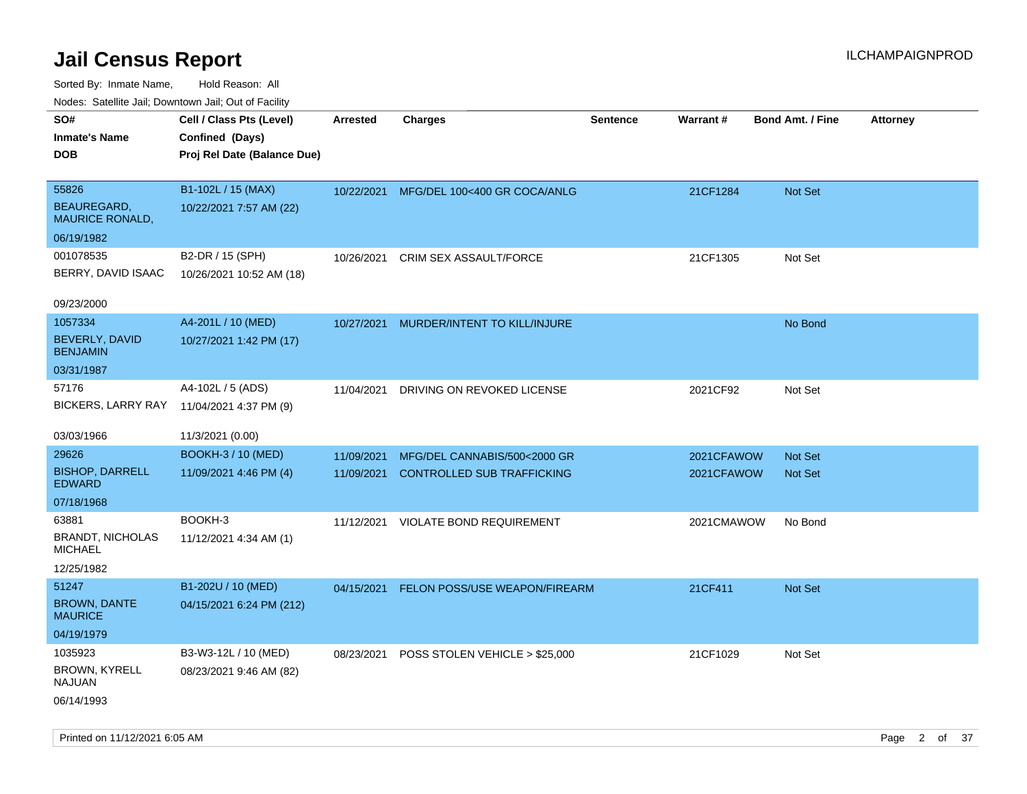# Jail Census Report

ILCHAMPAIGNPROD

Sorted By: Inmate Name, Hold Reason: All

Nodes: Satellite Jail; Downtown Jail; Out of Facility

| SO#<br>Inmate's Name<br>DOB | Cell / Class Pts (Level)<br>Confined (Days)<br>Proj Rel Date (Balance Due) | Arrested | Charges | Sentence | Warrant # | Bond Amt. / Fine | Attorney |
|---|---|---|---|---|---|---|---|
| 55826<br>BEAUREGARD, MAURICE RONALD,<br>06/19/1982 | B1-102L / 15 (MAX)<br>10/22/2021 7:57 AM (22) | 10/22/2021 | MFG/DEL 100<400 GR COCA/ANLG | | 21CF1284 | Not Set | |
| 001078535<br>BERRY, DAVID ISAAC<br>09/23/2000 | B2-DR / 15 (SPH)<br>10/26/2021 10:52 AM (18) | 10/26/2021 | CRIM SEX ASSAULT/FORCE | | 21CF1305 | Not Set | |
| 1057334<br>BEVERLY, DAVID BENJAMIN<br>03/31/1987 | A4-201L / 10 (MED)<br>10/27/2021 1:42 PM (17) | 10/27/2021 | MURDER/INTENT TO KILL/INJURE | | | No Bond | |
| 57176<br>BICKERS, LARRY RAY<br>03/03/1966 | A4-102L / 5 (ADS)<br>11/04/2021 4:37 PM (9)<br>11/3/2021 (0.00) | 11/04/2021 | DRIVING ON REVOKED LICENSE | | 2021CF92 | Not Set | |
| 29626<br>BISHOP, DARRELL EDWARD<br>07/18/1968 | BOOKH-3 / 10 (MED)<br>11/09/2021 4:46 PM (4) | 11/09/2021<br>11/09/2021 | MFG/DEL CANNABIS/500<2000 GR<br>CONTROLLED SUB TRAFFICKING | | 2021CFAWOW<br>2021CFAWOW | Not Set<br>Not Set | |
| 63881<br>BRANDT, NICHOLAS MICHAEL<br>12/25/1982 | BOOKH-3<br>11/12/2021 4:34 AM (1) | 11/12/2021 | VIOLATE BOND REQUIREMENT | | 2021CMAWOW | No Bond | |
| 51247<br>BROWN, DANTE MAURICE<br>04/19/1979 | B1-202U / 10 (MED)<br>04/15/2021 6:24 PM (212) | 04/15/2021 | FELON POSS/USE WEAPON/FIREARM | | 21CF411 | Not Set | |
| 1035923<br>BROWN, KYRELL NAJUAN<br>06/14/1993 | B3-W3-12L / 10 (MED)<br>08/23/2021 9:46 AM (82) | 08/23/2021 | POSS STOLEN VEHICLE > $25,000 | | 21CF1029 | Not Set | |

Printed on 11/12/2021 6:05 AM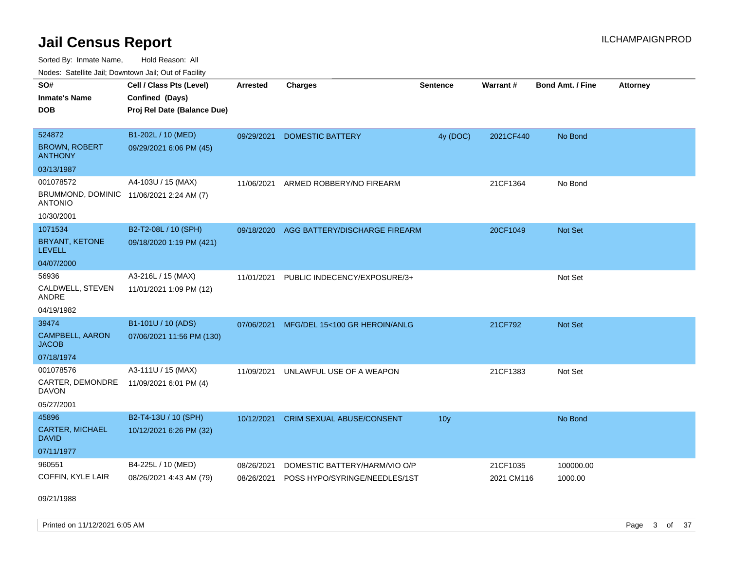# Jail Census Report

ILCHAMPAIGNPROD

Sorted By: Inmate Name, Hold Reason: All

Nodes: Satellite Jail; Downtown Jail; Out of Facility

| SO# / Inmate's Name / DOB | Cell / Class Pts (Level) / Confined (Days) / Proj Rel Date (Balance Due) | Arrested | Charges | Sentence | Warrant # | Bond Amt. / Fine | Attorney |
|---|---|---|---|---|---|---|---|
| 524872 BROWN, ROBERT ANTHONY 03/13/1987 | B1-202L / 10 (MED) 09/29/2021 6:06 PM (45) | 09/29/2021 | DOMESTIC BATTERY | 4y (DOC) | 2021CF440 | No Bond | |
| 001078572 BRUMMOND, DOMINIC ANTONIO 10/30/2001 | A4-103U / 15 (MAX) 11/06/2021 2:24 AM (7) | 11/06/2021 | ARMED ROBBERY/NO FIREARM | | 21CF1364 | No Bond | |
| 1071534 BRYANT, KETONE LEVELL 04/07/2000 | B2-T2-08L / 10 (SPH) 09/18/2020 1:19 PM (421) | 09/18/2020 | AGG BATTERY/DISCHARGE FIREARM | | 20CF1049 | Not Set | |
| 56936 CALDWELL, STEVEN ANDRE 04/19/1982 | A3-216L / 15 (MAX) 11/01/2021 1:09 PM (12) | 11/01/2021 | PUBLIC INDECENCY/EXPOSURE/3+ | | | Not Set | |
| 39474 CAMPBELL, AARON JACOB 07/18/1974 | B1-101U / 10 (ADS) 07/06/2021 11:56 PM (130) | 07/06/2021 | MFG/DEL 15<100 GR HEROIN/ANLG | | 21CF792 | Not Set | |
| 001078576 CARTER, DEMONDRE DAVON 05/27/2001 | A3-111U / 15 (MAX) 11/09/2021 6:01 PM (4) | 11/09/2021 | UNLAWFUL USE OF A WEAPON | | 21CF1383 | Not Set | |
| 45896 CARTER, MICHAEL DAVID 07/11/1977 | B2-T4-13U / 10 (SPH) 10/12/2021 6:26 PM (32) | 10/12/2021 | CRIM SEXUAL ABUSE/CONSENT | 10y | | No Bond | |
| 960551 COFFIN, KYLE LAIR 09/21/1988 | B4-225L / 10 (MED) 08/26/2021 4:43 AM (79) | 08/26/2021 | DOMESTIC BATTERY/HARM/VIO O/P | | 21CF1035 | 100000.00 | |
| | | 08/26/2021 | POSS HYPO/SYRINGE/NEEDLES/1ST | | 2021 CM116 | 1000.00 | |

Printed on 11/12/2021 6:05 AM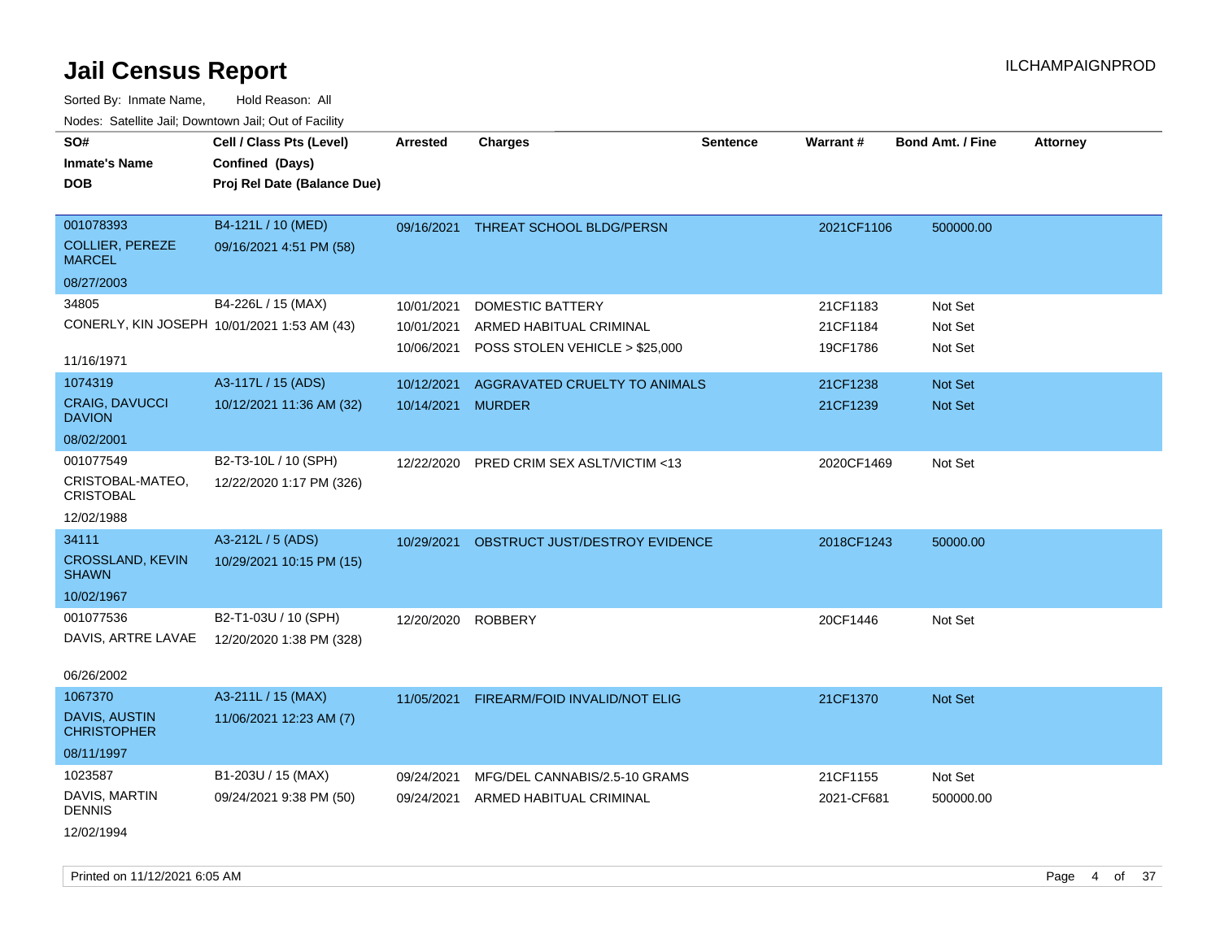# Jail Census Report

ILCHAMPAIGNPROD

Sorted By: Inmate Name, Hold Reason: All

Nodes: Satellite Jail; Downtown Jail; Out of Facility

| SO# / Inmate's Name / DOB | Cell / Class Pts (Level) / Confined (Days) / Proj Rel Date (Balance Due) | Arrested | Charges | Sentence | Warrant # | Bond Amt. / Fine | Attorney |
|---|---|---|---|---|---|---|---|
| 001078393<br>COLLIER, PEREZE MARCEL<br>08/27/2003 | B4-121L / 10 (MED)<br>09/16/2021 4:51 PM (58) | 09/16/2021 | THREAT SCHOOL BLDG/PERSN | | 2021CF1106 | 500000.00 | |
| 34805<br>CONERLY, KIN JOSEPH<br>11/16/1971 | B4-226L / 15 (MAX)<br>10/01/2021 1:53 AM (43) | 10/01/2021 | DOMESTIC BATTERY | | 21CF1183 | Not Set | |
| | | 10/01/2021 | ARMED HABITUAL CRIMINAL | | 21CF1184 | Not Set | |
| | | 10/06/2021 | POSS STOLEN VEHICLE > $25,000 | | 19CF1786 | Not Set | |
| 1074319<br>CRAIG, DAVUCCI DAVION<br>08/02/2001 | A3-117L / 15 (ADS)<br>10/12/2021 11:36 AM (32) | 10/12/2021 | AGGRAVATED CRUELTY TO ANIMALS | | 21CF1238 | Not Set | |
| | | 10/14/2021 | MURDER | | 21CF1239 | Not Set | |
| 001077549<br>CRISTOBAL-MATEO, CRISTOBAL<br>12/02/1988 | B2-T3-10L / 10 (SPH)<br>12/22/2020 1:17 PM (326) | 12/22/2020 | PRED CRIM SEX ASLT/VICTIM <13 | | 2020CF1469 | Not Set | |
| 34111<br>CROSSLAND, KEVIN SHAWN<br>10/02/1967 | A3-212L / 5 (ADS)<br>10/29/2021 10:15 PM (15) | 10/29/2021 | OBSTRUCT JUST/DESTROY EVIDENCE | | 2018CF1243 | 50000.00 | |
| 001077536<br>DAVIS, ARTRE LAVAE<br>06/26/2002 | B2-T1-03U / 10 (SPH)<br>12/20/2020 1:38 PM (328) | 12/20/2020 | ROBBERY | | 20CF1446 | Not Set | |
| 1067370<br>DAVIS, AUSTIN CHRISTOPHER<br>08/11/1997 | A3-211L / 15 (MAX)<br>11/06/2021 12:23 AM (7) | 11/05/2021 | FIREARM/FOID INVALID/NOT ELIG | | 21CF1370 | Not Set | |
| 1023587<br>DAVIS, MARTIN DENNIS<br>12/02/1994 | B1-203U / 15 (MAX)<br>09/24/2021 9:38 PM (50) | 09/24/2021 | MFG/DEL CANNABIS/2.5-10 GRAMS | | 21CF1155 | Not Set | |
| | | 09/24/2021 | ARMED HABITUAL CRIMINAL | | 2021-CF681 | 500000.00 | |

Printed on 11/12/2021 6:05 AM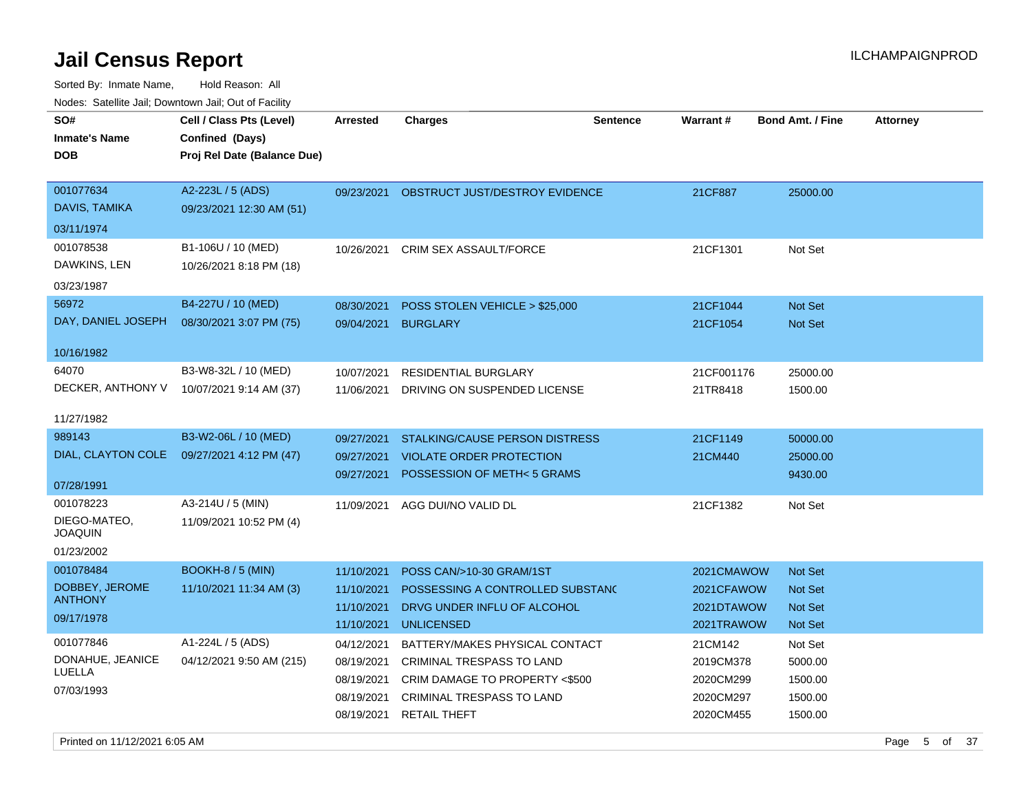# Jail Census Report

ILCHAMPAIGNPROD

Sorted By: Inmate Name, Hold Reason: All

Nodes: Satellite Jail; Downtown Jail; Out of Facility

| SO# / Inmate's Name / DOB | Cell / Class Pts (Level) / Confined (Days) / Proj Rel Date (Balance Due) | Arrested | Charges | Sentence | Warrant # | Bond Amt. / Fine | Attorney |
|---|---|---|---|---|---|---|---|
| 001077634 DAVIS, TAMIKA 03/11/1974 | A2-223L / 5 (ADS) 09/23/2021 12:30 AM (51) | 09/23/2021 | OBSTRUCT JUST/DESTROY EVIDENCE | | 21CF887 | 25000.00 | |
| 001078538 DAWKINS, LEN 03/23/1987 | B1-106U / 10 (MED) 10/26/2021 8:18 PM (18) | 10/26/2021 | CRIM SEX ASSAULT/FORCE | | 21CF1301 | Not Set | |
| 56972 DAY, DANIEL JOSEPH 10/16/1982 | B4-227U / 10 (MED) 08/30/2021 3:07 PM (75) | 08/30/2021 | POSS STOLEN VEHICLE > $25,000 | | 21CF1044 | Not Set | |
| | | 09/04/2021 | BURGLARY | | 21CF1054 | Not Set | |
| 64070 DECKER, ANTHONY V 11/27/1982 | B3-W8-32L / 10 (MED) 10/07/2021 9:14 AM (37) | 10/07/2021 | RESIDENTIAL BURGLARY | | 21CF001176 | 25000.00 | |
| | | 11/06/2021 | DRIVING ON SUSPENDED LICENSE | | 21TR8418 | 1500.00 | |
| 989143 DIAL, CLAYTON COLE 07/28/1991 | B3-W2-06L / 10 (MED) 09/27/2021 4:12 PM (47) | 09/27/2021 | STALKING/CAUSE PERSON DISTRESS | | 21CF1149 | 50000.00 | |
| | | 09/27/2021 | VIOLATE ORDER PROTECTION | | 21CM440 | 25000.00 | |
| | | 09/27/2021 | POSSESSION OF METH< 5 GRAMS | | | 9430.00 | |
| 001078223 DIEGO-MATEO, JOAQUIN 01/23/2002 | A3-214U / 5 (MIN) 11/09/2021 10:52 PM (4) | 11/09/2021 | AGG DUI/NO VALID DL | | 21CF1382 | Not Set | |
| 001078484 DOBBEY, JEROME ANTHONY 09/17/1978 | BOOKH-8 / 5 (MIN) 11/10/2021 11:34 AM (3) | 11/10/2021 | POSS CAN/>10-30 GRAM/1ST | | 2021CMAWOW | Not Set | |
| | | 11/10/2021 | POSSESSING A CONTROLLED SUBSTANC | | 2021CFAWOW | Not Set | |
| | | 11/10/2021 | DRVG UNDER INFLU OF ALCOHOL | | 2021DTAWOW | Not Set | |
| | | 11/10/2021 | UNLICENSED | | 2021TRAWOW | Not Set | |
| 001077846 DONAHUE, JEANICE LUELLA 07/03/1993 | A1-224L / 5 (ADS) 04/12/2021 9:50 AM (215) | 04/12/2021 | BATTERY/MAKES PHYSICAL CONTACT | | 21CM142 | Not Set | |
| | | 08/19/2021 | CRIMINAL TRESPASS TO LAND | | 2019CM378 | 5000.00 | |
| | | 08/19/2021 | CRIM DAMAGE TO PROPERTY <$500 | | 2020CM299 | 1500.00 | |
| | | 08/19/2021 | CRIMINAL TRESPASS TO LAND | | 2020CM297 | 1500.00 | |
| | | 08/19/2021 | RETAIL THEFT | | 2020CM455 | 1500.00 | |

Printed on 11/12/2021 6:05 AM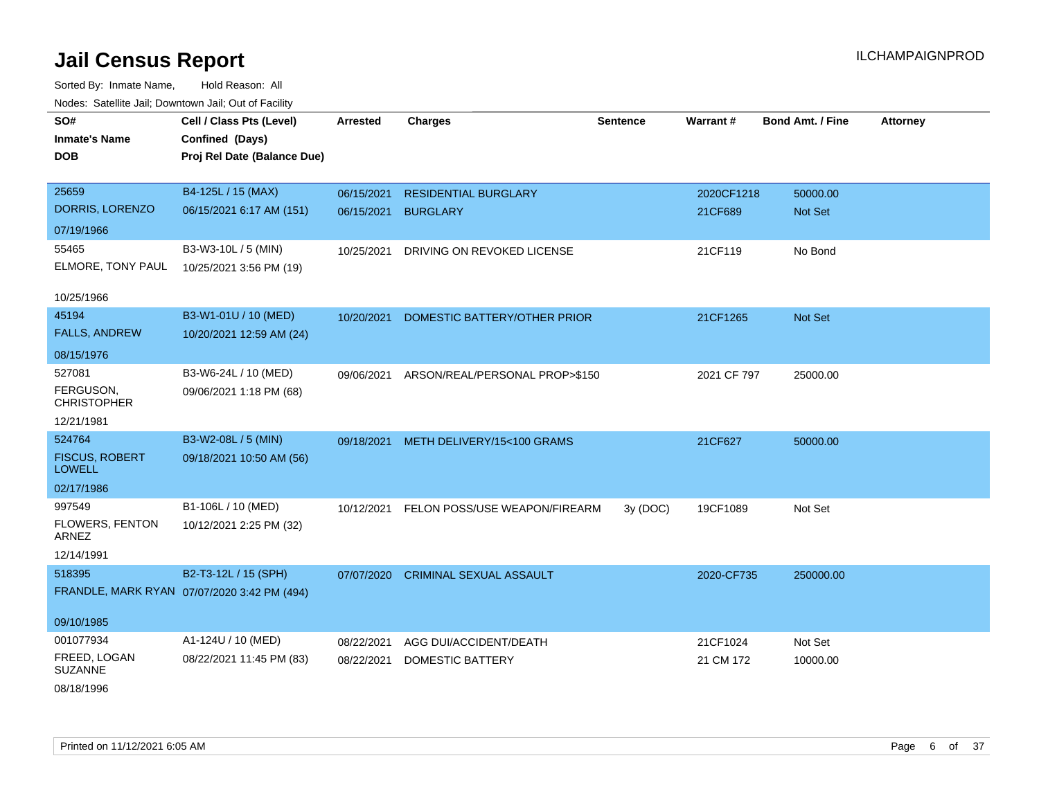# Jail Census Report

ILCHAMPAIGNPROD

Sorted By: Inmate Name, Hold Reason: All

Nodes: Satellite Jail; Downtown Jail; Out of Facility

| SO# / Inmate's Name / DOB | Cell / Class Pts (Level) / Confined (Days) / Proj Rel Date (Balance Due) | Arrested | Charges | Sentence | Warrant # | Bond Amt. / Fine | Attorney |
|---|---|---|---|---|---|---|---|
| 25659<br>DORRIS, LORENZO<br>07/19/1966 | B4-125L / 15 (MAX)<br>06/15/2021 6:17 AM (151) | 06/15/2021<br>06/15/2021 | RESIDENTIAL BURGLARY<br>BURGLARY | | 2020CF1218<br>21CF689 | 50000.00<br>Not Set | |
| 55465<br>ELMORE, TONY PAUL<br>10/25/1966 | B3-W3-10L / 5 (MIN)<br>10/25/2021 3:56 PM (19) | 10/25/2021 | DRIVING ON REVOKED LICENSE | | 21CF119 | No Bond | |
| 45194<br>FALLS, ANDREW<br>08/15/1976 | B3-W1-01U / 10 (MED)<br>10/20/2021 12:59 AM (24) | 10/20/2021 | DOMESTIC BATTERY/OTHER PRIOR | | 21CF1265 | Not Set | |
| 527081<br>FERGUSON, CHRISTOPHER<br>12/21/1981 | B3-W6-24L / 10 (MED)<br>09/06/2021 1:18 PM (68) | 09/06/2021 | ARSON/REAL/PERSONAL PROP>$150 | | 2021 CF 797 | 25000.00 | |
| 524764<br>FISCUS, ROBERT LOWELL<br>02/17/1986 | B3-W2-08L / 5 (MIN)<br>09/18/2021 10:50 AM (56) | 09/18/2021 | METH DELIVERY/15<100 GRAMS | | 21CF627 | 50000.00 | |
| 997549<br>FLOWERS, FENTON ARNEZ<br>12/14/1991 | B1-106L / 10 (MED)<br>10/12/2021 2:25 PM (32) | 10/12/2021 | FELON POSS/USE WEAPON/FIREARM | 3y (DOC) | 19CF1089 | Not Set | |
| 518395<br>FRANDLE, MARK RYAN<br>09/10/1985 | B2-T3-12L / 15 (SPH)<br>07/07/2020 3:42 PM (494) | 07/07/2020 | CRIMINAL SEXUAL ASSAULT | | 2020-CF735 | 250000.00 | |
| 001077934<br>FREED, LOGAN SUZANNE<br>08/18/1996 | A1-124U / 10 (MED)<br>08/22/2021 11:45 PM (83) | 08/22/2021<br>08/22/2021 | AGG DUI/ACCIDENT/DEATH<br>DOMESTIC BATTERY | | 21CF1024<br>21 CM 172 | Not Set<br>10000.00 | |

Printed on 11/12/2021 6:05 AM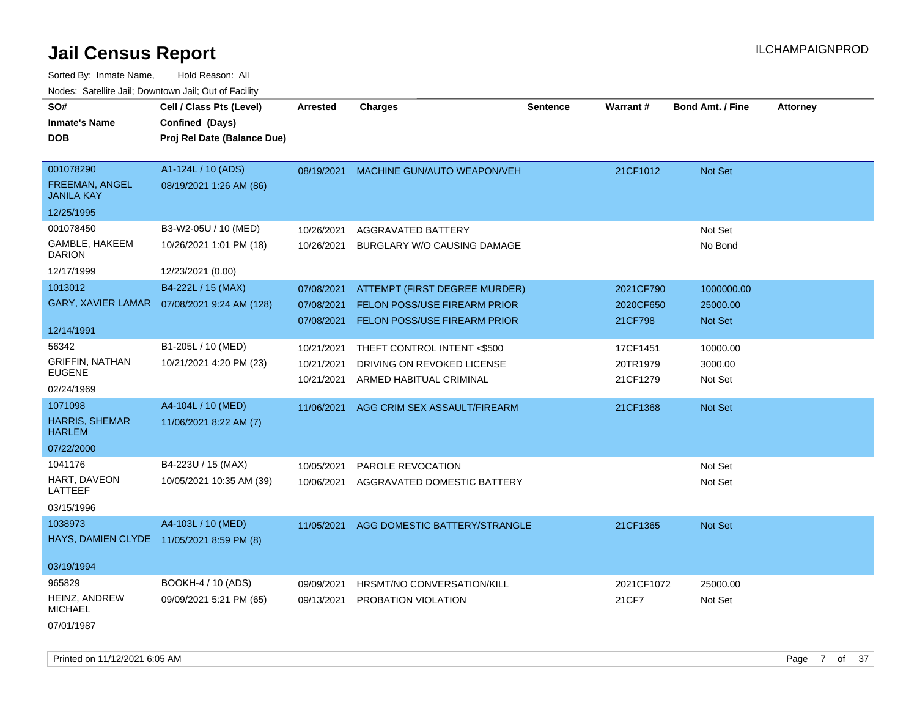# Jail Census Report

ILCHAMPAIGNPROD

Sorted By: Inmate Name, Hold Reason: All

Nodes: Satellite Jail; Downtown Jail; Out of Facility

| SO# / Inmate's Name / DOB | Cell / Class Pts (Level) / Confined (Days) / Proj Rel Date (Balance Due) | Arrested | Charges | Sentence | Warrant # | Bond Amt. / Fine | Attorney |
|---|---|---|---|---|---|---|---|
| 001078290<br>FREEMAN, ANGEL JANILA KAY<br>12/25/1995 | A1-124L / 10 (ADS)<br>08/19/2021 1:26 AM (86) | 08/19/2021 | MACHINE GUN/AUTO WEAPON/VEH | | 21CF1012 | Not Set | |
| 001078450<br>GAMBLE, HAKEEM DARION<br>12/17/1999 | B3-W2-05U / 10 (MED)<br>10/26/2021 1:01 PM (18)<br>12/23/2021 (0.00) | 10/26/2021<br>10/26/2021 | AGGRAVATED BATTERY<br>BURGLARY W/O CAUSING DAMAGE | | | Not Set<br>No Bond | |
| 1013012<br>GARY, XAVIER LAMAR<br>12/14/1991 | B4-222L / 15 (MAX)<br>07/08/2021 9:24 AM (128) | 07/08/2021<br>07/08/2021<br>07/08/2021 | ATTEMPT (FIRST DEGREE MURDER)<br>FELON POSS/USE FIREARM PRIOR<br>FELON POSS/USE FIREARM PRIOR | | 2021CF790<br>2020CF650<br>21CF798 | 1000000.00<br>25000.00<br>Not Set | |
| 56342<br>GRIFFIN, NATHAN EUGENE<br>02/24/1969 | B1-205L / 10 (MED)<br>10/21/2021 4:20 PM (23) | 10/21/2021<br>10/21/2021<br>10/21/2021 | THEFT CONTROL INTENT <$500<br>DRIVING ON REVOKED LICENSE<br>ARMED HABITUAL CRIMINAL | | 17CF1451<br>20TR1979<br>21CF1279 | 10000.00<br>3000.00<br>Not Set | |
| 1071098<br>HARRIS, SHEMAR HARLEM<br>07/22/2000 | A4-104L / 10 (MED)<br>11/06/2021 8:22 AM (7) | 11/06/2021 | AGG CRIM SEX ASSAULT/FIREARM | | 21CF1368 | Not Set | |
| 1041176<br>HART, DAVEON LATTEEF<br>03/15/1996 | B4-223U / 15 (MAX)<br>10/05/2021 10:35 AM (39) | 10/05/2021<br>10/06/2021 | PAROLE REVOCATION<br>AGGRAVATED DOMESTIC BATTERY | | | Not Set<br>Not Set | |
| 1038973<br>HAYS, DAMIEN CLYDE<br>03/19/1994 | A4-103L / 10 (MED)<br>11/05/2021 8:59 PM (8) | 11/05/2021 | AGG DOMESTIC BATTERY/STRANGLE | | 21CF1365 | Not Set | |
| 965829<br>HEINZ, ANDREW MICHAEL<br>07/01/1987 | BOOKH-4 / 10 (ADS)<br>09/09/2021 5:21 PM (65) | 09/09/2021<br>09/13/2021 | HRSMT/NO CONVERSATION/KILL<br>PROBATION VIOLATION | | 2021CF1072<br>21CF7 | 25000.00<br>Not Set | |

Printed on 11/12/2021 6:05 AM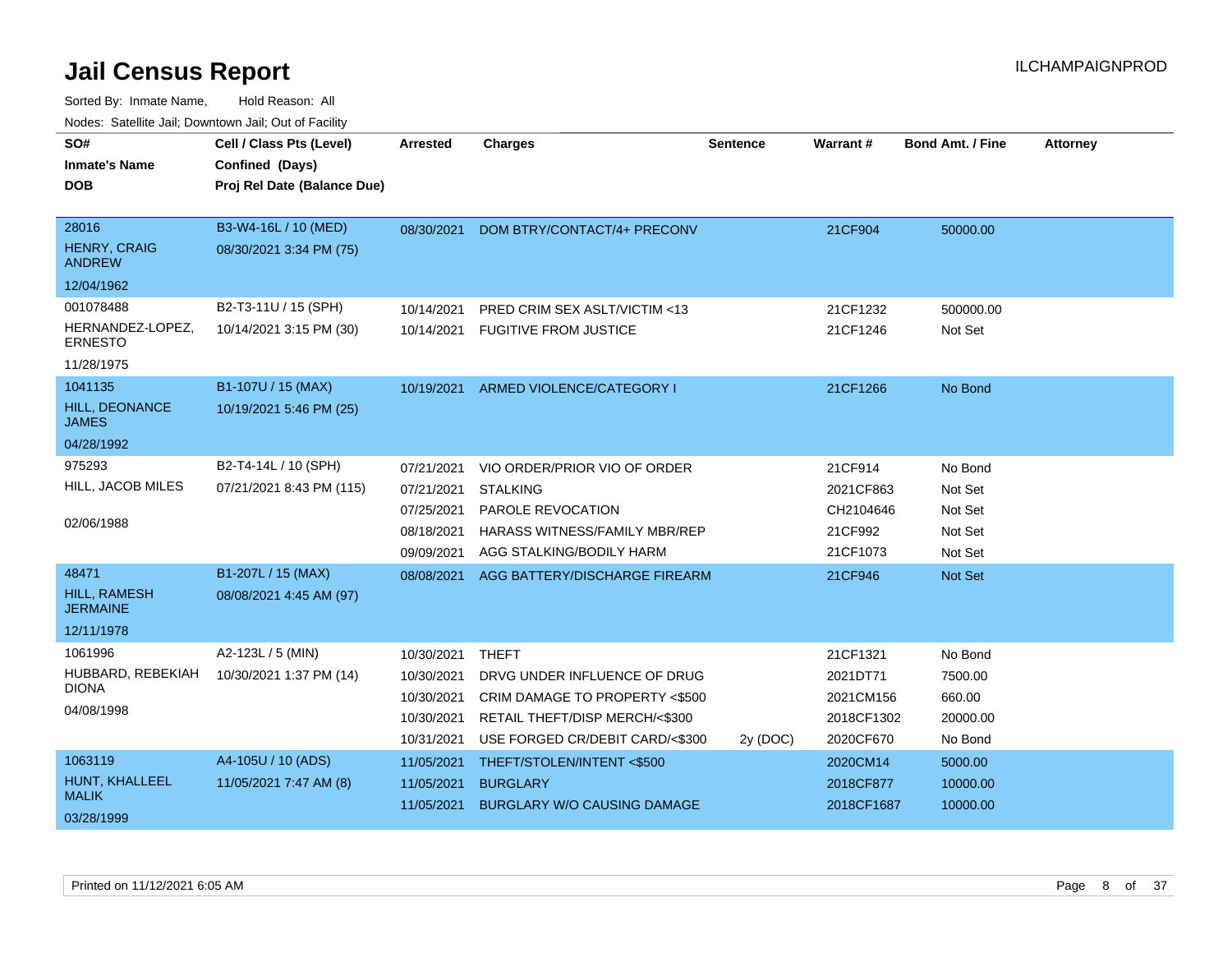# Jail Census Report

ILCHAMPAIGNPROD

Sorted By: Inmate Name, Hold Reason: All

Nodes: Satellite Jail; Downtown Jail; Out of Facility

| SO# / Inmate's Name / DOB | Cell / Class Pts (Level) / Confined (Days) / Proj Rel Date (Balance Due) | Arrested | Charges | Sentence | Warrant # | Bond Amt. / Fine | Attorney |
|---|---|---|---|---|---|---|---|
| 28016<br>HENRY, CRAIG ANDREW<br>12/04/1962 | B3-W4-16L / 10 (MED)<br>08/30/2021 3:34 PM (75) | 08/30/2021 | DOM BTRY/CONTACT/4+ PRECONV | | 21CF904 | 50000.00 | |
| 001078488<br>HERNANDEZ-LOPEZ, ERNESTO<br>11/28/1975 | B2-T3-11U / 15 (SPH)<br>10/14/2021 3:15 PM (30) | 10/14/2021 | PRED CRIM SEX ASLT/VICTIM <13 | | 21CF1232 | 500000.00 | |
| | | 10/14/2021 | FUGITIVE FROM JUSTICE | | 21CF1246 | Not Set | |
| 1041135<br>HILL, DEONANCE JAMES<br>04/28/1992 | B1-107U / 15 (MAX)<br>10/19/2021 5:46 PM (25) | 10/19/2021 | ARMED VIOLENCE/CATEGORY I | | 21CF1266 | No Bond | |
| 975293<br>HILL, JACOB MILES<br>02/06/1988 | B2-T4-14L / 10 (SPH)<br>07/21/2021 8:43 PM (115) | 07/21/2021 | VIO ORDER/PRIOR VIO OF ORDER | | 21CF914 | No Bond | |
| | | 07/21/2021 | STALKING | | 2021CF863 | Not Set | |
| | | 07/25/2021 | PAROLE REVOCATION | | CH2104646 | Not Set | |
| | | 08/18/2021 | HARASS WITNESS/FAMILY MBR/REP | | 21CF992 | Not Set | |
| | | 09/09/2021 | AGG STALKING/BODILY HARM | | 21CF1073 | Not Set | |
| 48471<br>HILL, RAMESH JERMAINE<br>12/11/1978 | B1-207L / 15 (MAX)<br>08/08/2021 4:45 AM (97) | 08/08/2021 | AGG BATTERY/DISCHARGE FIREARM | | 21CF946 | Not Set | |
| 1061996<br>HUBBARD, REBEKIAH DIONA<br>04/08/1998 | A2-123L / 5 (MIN)<br>10/30/2021 1:37 PM (14) | 10/30/2021 | THEFT | | 21CF1321 | No Bond | |
| | | 10/30/2021 | DRVG UNDER INFLUENCE OF DRUG | | 2021DT71 | 7500.00 | |
| | | 10/30/2021 | CRIM DAMAGE TO PROPERTY <$500 | | 2021CM156 | 660.00 | |
| | | 10/30/2021 | RETAIL THEFT/DISP MERCH/<$300 | | 2018CF1302 | 20000.00 | |
| | | 10/31/2021 | USE FORGED CR/DEBIT CARD/<$300 | 2y (DOC) | 2020CF670 | No Bond | |
| 1063119<br>HUNT, KHALLEEL MALIK<br>03/28/1999 | A4-105U / 10 (ADS)<br>11/05/2021 7:47 AM (8) | 11/05/2021 | THEFT/STOLEN/INTENT <$500 | | 2020CM14 | 5000.00 | |
| | | 11/05/2021 | BURGLARY | | 2018CF877 | 10000.00 | |
| | | 11/05/2021 | BURGLARY W/O CAUSING DAMAGE | | 2018CF1687 | 10000.00 | |

Printed on 11/12/2021 6:05 AM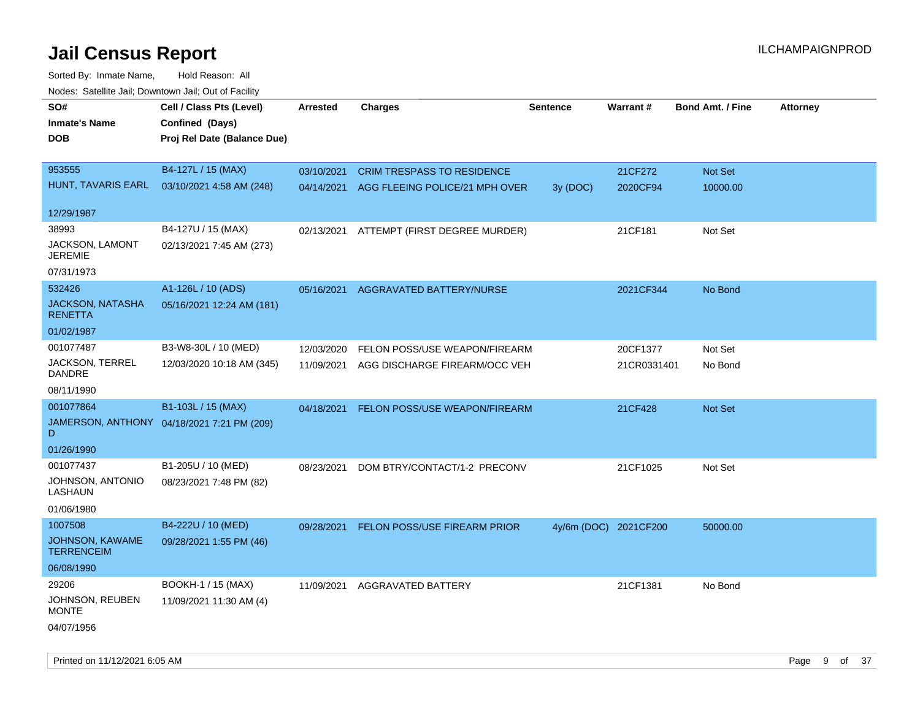# Jail Census Report

ILCHAMPAIGNPROD

Sorted By: Inmate Name, Hold Reason: All

Nodes: Satellite Jail; Downtown Jail; Out of Facility

| SO# / Inmate's Name / DOB | Cell / Class Pts (Level) / Confined (Days) / Proj Rel Date (Balance Due) | Arrested | Charges | Sentence | Warrant # | Bond Amt. / Fine | Attorney |
|---|---|---|---|---|---|---|---|
| 953555<br>HUNT, TAVARIS EARL<br>12/29/1987 | B4-127L / 15 (MAX)<br>03/10/2021 4:58 AM (248) | 03/10/2021<br>04/14/2021 | CRIM TRESPASS TO RESIDENCE<br>AGG FLEEING POLICE/21 MPH OVER | <br>3y (DOC) | 21CF272<br>2020CF94 | Not Set<br>10000.00 | |
| 38993<br>JACKSON, LAMONT JEREMIE<br>07/31/1973 | B4-127U / 15 (MAX)<br>02/13/2021 7:45 AM (273) | 02/13/2021 | ATTEMPT (FIRST DEGREE MURDER) | | 21CF181 | Not Set | |
| 532426<br>JACKSON, NATASHA RENETTA<br>01/02/1987 | A1-126L / 10 (ADS)<br>05/16/2021 12:24 AM (181) | 05/16/2021 | AGGRAVATED BATTERY/NURSE | | 2021CF344 | No Bond | |
| 001077487<br>JACKSON, TERREL DANDRE<br>08/11/1990 | B3-W8-30L / 10 (MED)<br>12/03/2020 10:18 AM (345) | 12/03/2020<br>11/09/2021 | FELON POSS/USE WEAPON/FIREARM<br>AGG DISCHARGE FIREARM/OCC VEH | | 20CF1377<br>21CR0331401 | Not Set<br>No Bond | |
| 001077864<br>JAMERSON, ANTHONY D<br>01/26/1990 | B1-103L / 15 (MAX)<br>04/18/2021 7:21 PM (209) | 04/18/2021 | FELON POSS/USE WEAPON/FIREARM | | 21CF428 | Not Set | |
| 001077437<br>JOHNSON, ANTONIO LASHAUN<br>01/06/1980 | B1-205U / 10 (MED)<br>08/23/2021 7:48 PM (82) | 08/23/2021 | DOM BTRY/CONTACT/1-2 PRECONV | | 21CF1025 | Not Set | |
| 1007508<br>JOHNSON, KAWAME TERRENCEIM<br>06/08/1990 | B4-222U / 10 (MED)<br>09/28/2021 1:55 PM (46) | 09/28/2021 | FELON POSS/USE FIREARM PRIOR | 4y/6m (DOC) | 2021CF200 | 50000.00 | |
| 29206<br>JOHNSON, REUBEN MONTE<br>04/07/1956 | BOOKH-1 / 15 (MAX)<br>11/09/2021 11:30 AM (4) | 11/09/2021 | AGGRAVATED BATTERY | | 21CF1381 | No Bond | |

Printed on 11/12/2021 6:05 AM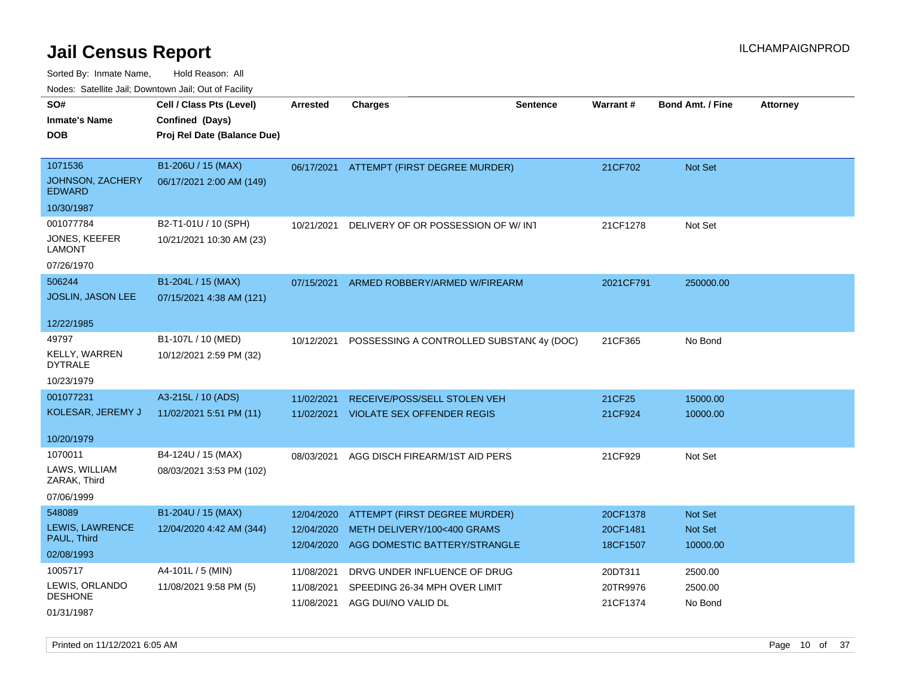# Jail Census Report

ILCHAMPAIGNPROD

Sorted By: Inmate Name, Hold Reason: All

Nodes: Satellite Jail; Downtown Jail; Out of Facility

| SO# / Inmate's Name / DOB | Cell / Class Pts (Level) / Confined (Days) / Proj Rel Date (Balance Due) | Arrested | Charges | Sentence | Warrant # | Bond Amt. / Fine | Attorney |
|---|---|---|---|---|---|---|---|
| 1071536<br>JOHNSON, ZACHERY EDWARD<br>10/30/1987 | B1-206U / 15 (MAX)<br>06/17/2021 2:00 AM (149) | 06/17/2021 | ATTEMPT (FIRST DEGREE MURDER) | | 21CF702 | Not Set | |
| 001077784<br>JONES, KEEFER LAMONT<br>07/26/1970 | B2-T1-01U / 10 (SPH)<br>10/21/2021 10:30 AM (23) | 10/21/2021 | DELIVERY OF OR POSSESSION OF W/ INT | | 21CF1278 | Not Set | |
| 506244<br>JOSLIN, JASON LEE<br>12/22/1985 | B1-204L / 15 (MAX)<br>07/15/2021 4:38 AM (121) | 07/15/2021 | ARMED ROBBERY/ARMED W/FIREARM | | 2021CF791 | 250000.00 | |
| 49797<br>KELLY, WARREN DYTRALE<br>10/23/1979 | B1-107L / 10 (MED)<br>10/12/2021 2:59 PM (32) | 10/12/2021 | POSSESSING A CONTROLLED SUBSTANC | 4y (DOC) | 21CF365 | No Bond | |
| 001077231<br>KOLESAR, JEREMY J<br>10/20/1979 | A3-215L / 10 (ADS)<br>11/02/2021 5:51 PM (11) | 11/02/2021 | RECEIVE/POSS/SELL STOLEN VEH | | 21CF25 | 15000.00 | |
| | | 11/02/2021 | VIOLATE SEX OFFENDER REGIS | | 21CF924 | 10000.00 | |
| 1070011<br>LAWS, WILLIAM ZARAK, Third<br>07/06/1999 | B4-124U / 15 (MAX)<br>08/03/2021 3:53 PM (102) | 08/03/2021 | AGG DISCH FIREARM/1ST AID PERS | | 21CF929 | Not Set | |
| 548089<br>LEWIS, LAWRENCE PAUL, Third<br>02/08/1993 | B1-204U / 15 (MAX)<br>12/04/2020 4:42 AM (344) | 12/04/2020 | ATTEMPT (FIRST DEGREE MURDER) | | 20CF1378 | Not Set | |
| | | 12/04/2020 | METH DELIVERY/100<400 GRAMS | | 20CF1481 | Not Set | |
| | | 12/04/2020 | AGG DOMESTIC BATTERY/STRANGLE | | 18CF1507 | 10000.00 | |
| 1005717<br>LEWIS, ORLANDO DESHONE<br>01/31/1987 | A4-101L / 5 (MIN)<br>11/08/2021 9:58 PM (5) | 11/08/2021 | DRVG UNDER INFLUENCE OF DRUG | | 20DT311 | 2500.00 | |
| | | 11/08/2021 | SPEEDING 26-34 MPH OVER LIMIT | | 20TR9976 | 2500.00 | |
| | | 11/08/2021 | AGG DUI/NO VALID DL | | 21CF1374 | No Bond | |

Printed on 11/12/2021 6:05 AM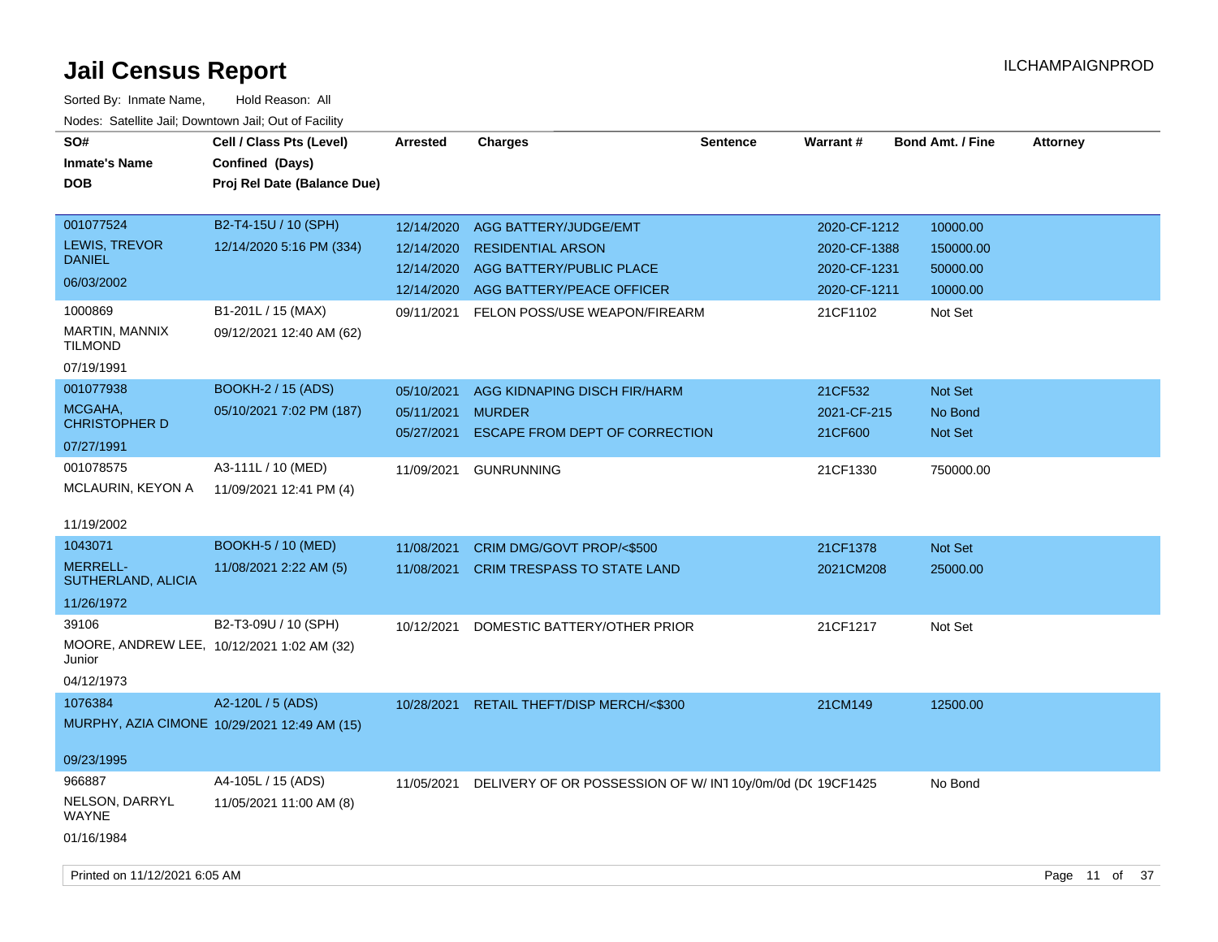# Jail Census Report

ILCHAMPAIGNPROD

Sorted By: Inmate Name, Hold Reason: All

Nodes: Satellite Jail; Downtown Jail; Out of Facility

| SO# / Inmate's Name / DOB | Cell / Class Pts (Level) / Confined (Days) / Proj Rel Date (Balance Due) | Arrested | Charges | Sentence | Warrant # | Bond Amt. / Fine | Attorney |
|---|---|---|---|---|---|---|---|
| 001077524<br>LEWIS, TREVOR DANIEL<br>06/03/2002 | B2-T4-15U / 10 (SPH)<br>12/14/2020 5:16 PM (334) | 12/14/2020 | AGG BATTERY/JUDGE/EMT | | 2020-CF-1212 | 10000.00 | |
| | | 12/14/2020 | RESIDENTIAL ARSON | | 2020-CF-1388 | 150000.00 | |
| | | 12/14/2020 | AGG BATTERY/PUBLIC PLACE | | 2020-CF-1231 | 50000.00 | |
| | | 12/14/2020 | AGG BATTERY/PEACE OFFICER | | 2020-CF-1211 | 10000.00 | |
| 1000869<br>MARTIN, MANNIX TILMOND<br>07/19/1991 | B1-201L / 15 (MAX)<br>09/12/2021 12:40 AM (62) | 09/11/2021 | FELON POSS/USE WEAPON/FIREARM | | 21CF1102 | Not Set | |
| 001077938<br>MCGAHA, CHRISTOPHER D<br>07/27/1991 | BOOKH-2 / 15 (ADS)<br>05/10/2021 7:02 PM (187) | 05/10/2021 | AGG KIDNAPING DISCH FIR/HARM | | 21CF532 | Not Set | |
| | | 05/11/2021 | MURDER | | 2021-CF-215 | No Bond | |
| | | 05/27/2021 | ESCAPE FROM DEPT OF CORRECTION | | 21CF600 | Not Set | |
| 001078575<br>MCLAURIN, KEYON A<br>11/19/2002 | A3-111L / 10 (MED)<br>11/09/2021 12:41 PM (4) | 11/09/2021 | GUNRUNNING | | 21CF1330 | 750000.00 | |
| 1043071<br>MERRELL-SUTHERLAND, ALICIA<br>11/26/1972 | BOOKH-5 / 10 (MED)<br>11/08/2021 2:22 AM (5) | 11/08/2021 | CRIM DMG/GOVT PROP/<$500 | | 21CF1378 | Not Set | |
| | | 11/08/2021 | CRIM TRESPASS TO STATE LAND | | 2021CM208 | 25000.00 | |
| 39106<br>MOORE, ANDREW LEE, Junior<br>04/12/1973 | B2-T3-09U / 10 (SPH)<br>10/12/2021 1:02 AM (32) | 10/12/2021 | DOMESTIC BATTERY/OTHER PRIOR | | 21CF1217 | Not Set | |
| 1076384<br>MURPHY, AZIA CIMONE<br>09/23/1995 | A2-120L / 5 (ADS)<br>10/29/2021 12:49 AM (15) | 10/28/2021 | RETAIL THEFT/DISP MERCH/<$300 | | 21CM149 | 12500.00 | |
| 966887<br>NELSON, DARRYL WAYNE<br>01/16/1984 | A4-105L / 15 (ADS)<br>11/05/2021 11:00 AM (8) | 11/05/2021 | DELIVERY OF OR POSSESSION OF W/ INT | 10y/0m/0d (DC | 19CF1425 | No Bond | |

Printed on 11/12/2021 6:05 AM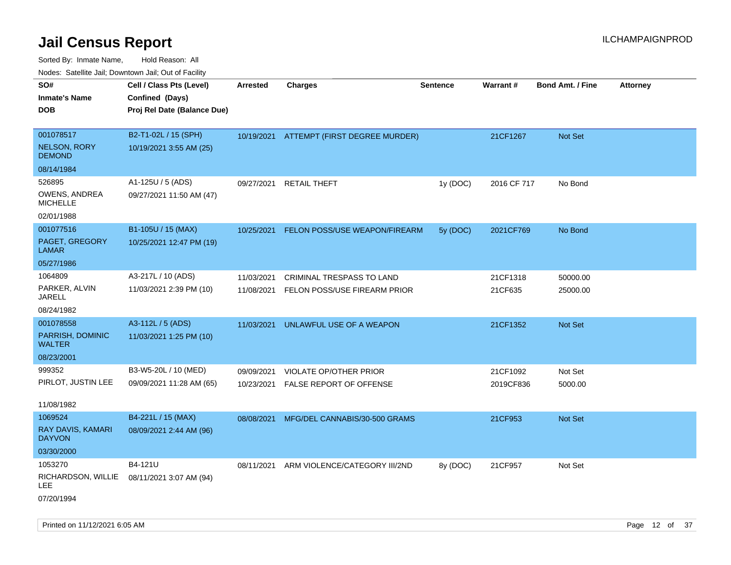# Jail Census Report

ILCHAMPAIGNPROD

Sorted By: Inmate Name, Hold Reason: All

Nodes: Satellite Jail; Downtown Jail; Out of Facility

| SO# / Inmate's Name / DOB | Cell / Class Pts (Level) / Confined (Days) / Proj Rel Date (Balance Due) | Arrested | Charges | Sentence | Warrant # | Bond Amt. / Fine | Attorney |
|---|---|---|---|---|---|---|---|
| 001078517<br>NELSON, RORY DEMOND<br>08/14/1984 | B2-T1-02L / 15 (SPH)<br>10/19/2021 3:55 AM (25) | 10/19/2021 | ATTEMPT (FIRST DEGREE MURDER) | | 21CF1267 | Not Set | |
| 526895<br>OWENS, ANDREA MICHELLE<br>02/01/1988 | A1-125U / 5 (ADS)<br>09/27/2021 11:50 AM (47) | 09/27/2021 | RETAIL THEFT | 1y (DOC) | 2016 CF 717 | No Bond | |
| 001077516<br>PAGET, GREGORY LAMAR<br>05/27/1986 | B1-105U / 15 (MAX)<br>10/25/2021 12:47 PM (19) | 10/25/2021 | FELON POSS/USE WEAPON/FIREARM | 5y (DOC) | 2021CF769 | No Bond | |
| 1064809<br>PARKER, ALVIN JARELL<br>08/24/1982 | A3-217L / 10 (ADS)<br>11/03/2021 2:39 PM (10) | 11/03/2021<br>11/08/2021 | CRIMINAL TRESPASS TO LAND<br>FELON POSS/USE FIREARM PRIOR | | 21CF1318<br>21CF635 | 50000.00<br>25000.00 | |
| 001078558<br>PARRISH, DOMINIC WALTER<br>08/23/2001 | A3-112L / 5 (ADS)<br>11/03/2021 1:25 PM (10) | 11/03/2021 | UNLAWFUL USE OF A WEAPON | | 21CF1352 | Not Set | |
| 999352<br>PIRLOT, JUSTIN LEE<br>11/08/1982 | B3-W5-20L / 10 (MED)<br>09/09/2021 11:28 AM (65) | 09/09/2021<br>10/23/2021 | VIOLATE OP/OTHER PRIOR<br>FALSE REPORT OF OFFENSE | | 21CF1092<br>2019CF836 | Not Set<br>5000.00 | |
| 1069524<br>RAY DAVIS, KAMARI DAYVON<br>03/30/2000 | B4-221L / 15 (MAX)<br>08/09/2021 2:44 AM (96) | 08/08/2021 | MFG/DEL CANNABIS/30-500 GRAMS | | 21CF953 | Not Set | |
| 1053270<br>RICHARDSON, WILLIE LEE<br>07/20/1994 | B4-121U<br>08/11/2021 3:07 AM (94) | 08/11/2021 | ARM VIOLENCE/CATEGORY III/2ND | 8y (DOC) | 21CF957 | Not Set | |

Printed on 11/12/2021 6:05 AM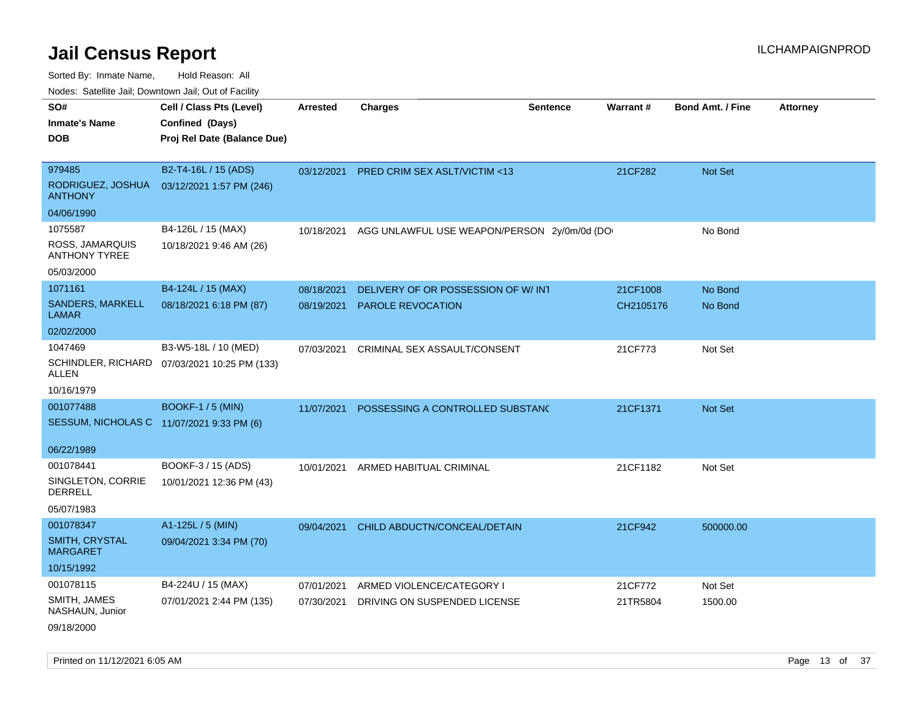# Jail Census Report

ILCHAMPAIGNPROD

Sorted By: Inmate Name, Hold Reason: All

Nodes: Satellite Jail; Downtown Jail; Out of Facility

| SO# / Inmate's Name / DOB | Cell / Class Pts (Level) / Confined (Days) / Proj Rel Date (Balance Due) | Arrested | Charges | Sentence | Warrant # | Bond Amt. / Fine | Attorney |
|---|---|---|---|---|---|---|---|
| 979485<br>RODRIGUEZ, JOSHUA ANTHONY<br>04/06/1990 | B2-T4-16L / 15 (ADS)<br>03/12/2021 1:57 PM (246) | 03/12/2021 | PRED CRIM SEX ASLT/VICTIM <13 | | 21CF282 | Not Set | |
| 1075587<br>ROSS, JAMARQUIS ANTHONY TYREE<br>05/03/2000 | B4-126L / 15 (MAX)<br>10/18/2021 9:46 AM (26) | 10/18/2021 | AGG UNLAWFUL USE WEAPON/PERSON | 2y/0m/0d (DO | | No Bond | |
| 1071161<br>SANDERS, MARKELL LAMAR<br>02/02/2000 | B4-124L / 15 (MAX)<br>08/18/2021 6:18 PM (87) | 08/18/2021<br>08/19/2021 | DELIVERY OF OR POSSESSION OF W/ INT<br>PAROLE REVOCATION | | 21CF1008<br>CH2105176 | No Bond<br>No Bond | |
| 1047469<br>SCHINDLER, RICHARD ALLEN<br>10/16/1979 | B3-W5-18L / 10 (MED)<br>07/03/2021 10:25 PM (133) | 07/03/2021 | CRIMINAL SEX ASSAULT/CONSENT | | 21CF773 | Not Set | |
| 001077488<br>SESSUM, NICHOLAS C<br>06/22/1989 | BOOKF-1 / 5 (MIN)<br>11/07/2021 9:33 PM (6) | 11/07/2021 | POSSESSING A CONTROLLED SUBSTANC | | 21CF1371 | Not Set | |
| 001078441<br>SINGLETON, CORRIE DERRELL<br>05/07/1983 | BOOKF-3 / 15 (ADS)<br>10/01/2021 12:36 PM (43) | 10/01/2021 | ARMED HABITUAL CRIMINAL | | 21CF1182 | Not Set | |
| 001078347<br>SMITH, CRYSTAL MARGARET<br>10/15/1992 | A1-125L / 5 (MIN)<br>09/04/2021 3:34 PM (70) | 09/04/2021 | CHILD ABDUCTN/CONCEAL/DETAIN | | 21CF942 | 500000.00 | |
| 001078115<br>SMITH, JAMES NASHAUN, Junior<br>09/18/2000 | B4-224U / 15 (MAX)<br>07/01/2021 2:44 PM (135) | 07/01/2021<br>07/30/2021 | ARMED VIOLENCE/CATEGORY I<br>DRIVING ON SUSPENDED LICENSE | | 21CF772<br>21TR5804 | Not Set<br>1500.00 | |

Printed on 11/12/2021 6:05 AM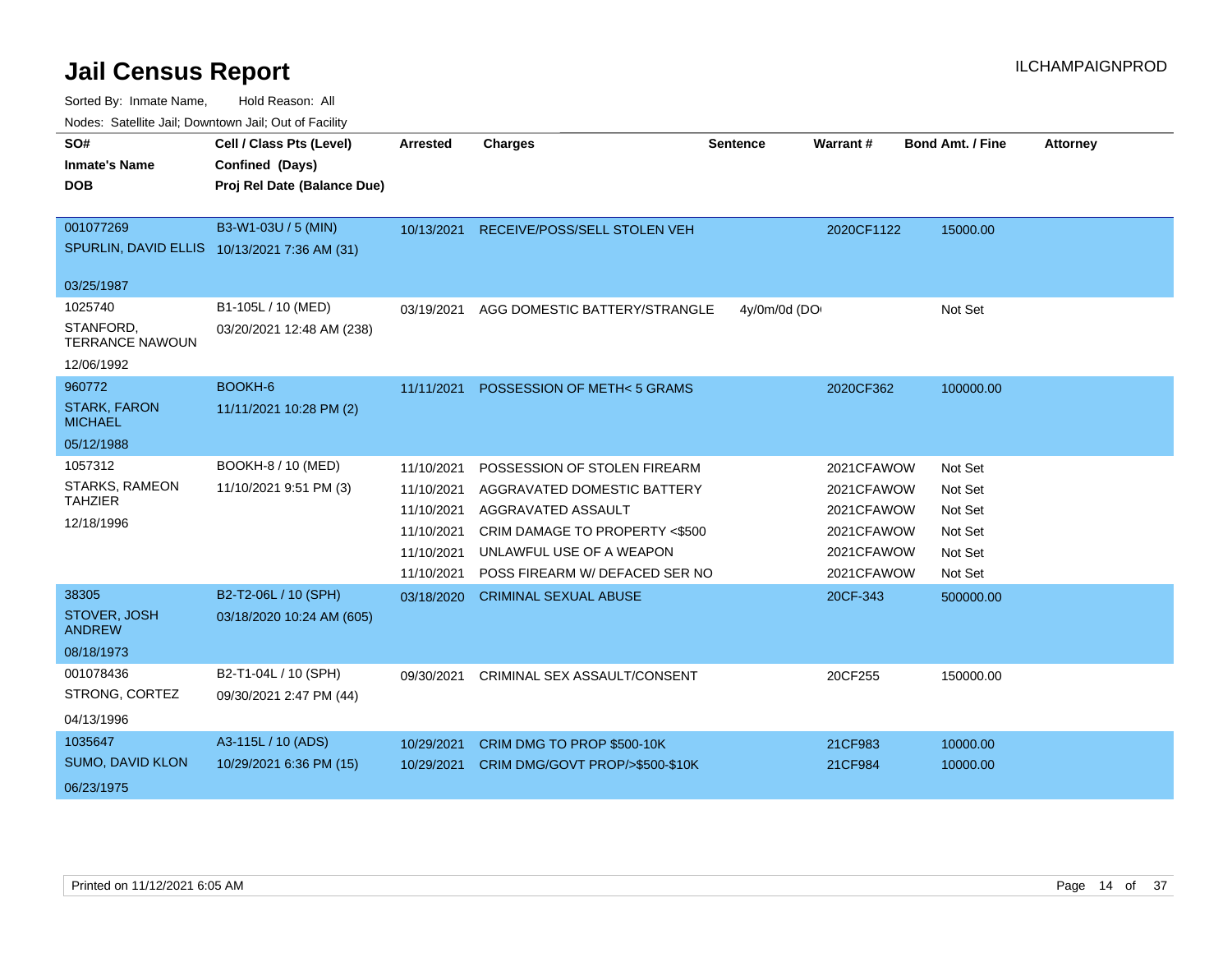# Jail Census Report

ILCHAMPAIGNPROD

Sorted By: Inmate Name, Hold Reason: All

Nodes: Satellite Jail; Downtown Jail; Out of Facility

| SO# / Inmate's Name / DOB | Cell / Class Pts (Level) / Confined (Days) / Proj Rel Date (Balance Due) | Arrested | Charges | Sentence | Warrant # | Bond Amt. / Fine | Attorney |
|---|---|---|---|---|---|---|---|
| 001077269 SPURLIN, DAVID ELLIS 03/25/1987 | B3-W1-03U / 5 (MIN) 10/13/2021 7:36 AM (31) | 10/13/2021 | RECEIVE/POSS/SELL STOLEN VEH | | 2020CF1122 | 15000.00 | |
| 1025740 STANFORD, TERRANCE NAWOUN 12/06/1992 | B1-105L / 10 (MED) 03/20/2021 12:48 AM (238) | 03/19/2021 | AGG DOMESTIC BATTERY/STRANGLE | 4y/0m/0d (DO | | Not Set | |
| 960772 STARK, FARON MICHAEL 05/12/1988 | BOOKH-6 11/11/2021 10:28 PM (2) | 11/11/2021 | POSSESSION OF METH< 5 GRAMS | | 2020CF362 | 100000.00 | |
| 1057312 STARKS, RAMEON TAHZIER 12/18/1996 | BOOKH-8 / 10 (MED) 11/10/2021 9:51 PM (3) | 11/10/2021 | POSSESSION OF STOLEN FIREARM | | 2021CFAWOW | Not Set | |
| | | 11/10/2021 | AGGRAVATED DOMESTIC BATTERY | | 2021CFAWOW | Not Set | |
| | | 11/10/2021 | AGGRAVATED ASSAULT | | 2021CFAWOW | Not Set | |
| | | 11/10/2021 | CRIM DAMAGE TO PROPERTY <$500 | | 2021CFAWOW | Not Set | |
| | | 11/10/2021 | UNLAWFUL USE OF A WEAPON | | 2021CFAWOW | Not Set | |
| | | 11/10/2021 | POSS FIREARM W/ DEFACED SER NO | | 2021CFAWOW | Not Set | |
| 38305 STOVER, JOSH ANDREW 08/18/1973 | B2-T2-06L / 10 (SPH) 03/18/2020 10:24 AM (605) | 03/18/2020 | CRIMINAL SEXUAL ABUSE | | 20CF-343 | 500000.00 | |
| 001078436 STRONG, CORTEZ 04/13/1996 | B2-T1-04L / 10 (SPH) 09/30/2021 2:47 PM (44) | 09/30/2021 | CRIMINAL SEX ASSAULT/CONSENT | | 20CF255 | 150000.00 | |
| 1035647 SUMO, DAVID KLON 06/23/1975 | A3-115L / 10 (ADS) 10/29/2021 6:36 PM (15) | 10/29/2021 | CRIM DMG TO PROP $500-10K | | 21CF983 | 10000.00 | |
| | | 10/29/2021 | CRIM DMG/GOVT PROP/>$500-$10K | | 21CF984 | 10000.00 | |

Printed on 11/12/2021 6:05 AM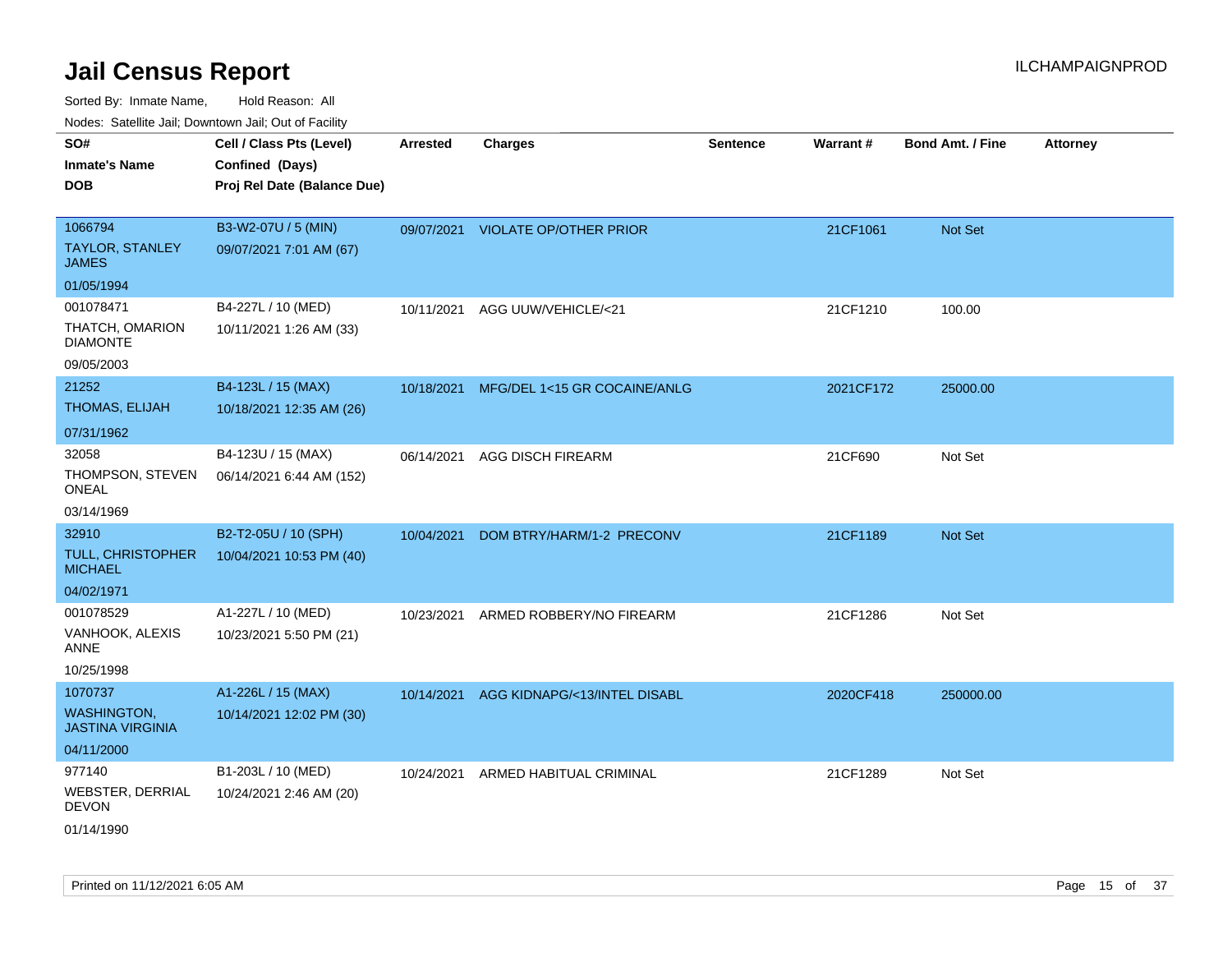# Jail Census Report

ILCHAMPAIGNPROD

Sorted By: Inmate Name, Hold Reason: All

Nodes: Satellite Jail; Downtown Jail; Out of Facility

| SO# / Inmate's Name / DOB | Cell / Class Pts (Level) / Confined (Days) / Proj Rel Date (Balance Due) | Arrested | Charges | Sentence | Warrant # | Bond Amt. / Fine | Attorney |
|---|---|---|---|---|---|---|---|
| 1066794<br>TAYLOR, STANLEY JAMES<br>01/05/1994 | B3-W2-07U / 5 (MIN)<br>09/07/2021 7:01 AM (67) | 09/07/2021 | VIOLATE OP/OTHER PRIOR | | 21CF1061 | Not Set | |
| 001078471<br>THATCH, OMARION DIAMONTE<br>09/05/2003 | B4-227L / 10 (MED)<br>10/11/2021 1:26 AM (33) | 10/11/2021 | AGG UUW/VEHICLE/<21 | | 21CF1210 | 100.00 | |
| 21252<br>THOMAS, ELIJAH<br>07/31/1962 | B4-123L / 15 (MAX)<br>10/18/2021 12:35 AM (26) | 10/18/2021 | MFG/DEL 1<15 GR COCAINE/ANLG | | 2021CF172 | 25000.00 | |
| 32058<br>THOMPSON, STEVEN ONEAL<br>03/14/1969 | B4-123U / 15 (MAX)<br>06/14/2021 6:44 AM (152) | 06/14/2021 | AGG DISCH FIREARM | | 21CF690 | Not Set | |
| 32910<br>TULL, CHRISTOPHER MICHAEL<br>04/02/1971 | B2-T2-05U / 10 (SPH)<br>10/04/2021 10:53 PM (40) | 10/04/2021 | DOM BTRY/HARM/1-2 PRECONV | | 21CF1189 | Not Set | |
| 001078529<br>VANHOOK, ALEXIS ANNE<br>10/25/1998 | A1-227L / 10 (MED)<br>10/23/2021 5:50 PM (21) | 10/23/2021 | ARMED ROBBERY/NO FIREARM | | 21CF1286 | Not Set | |
| 1070737<br>WASHINGTON, JASTINA VIRGINIA<br>04/11/2000 | A1-226L / 15 (MAX)<br>10/14/2021 12:02 PM (30) | 10/14/2021 | AGG KIDNAPG/<13/INTEL DISABL | | 2020CF418 | 250000.00 | |
| 977140<br>WEBSTER, DERRIAL DEVON<br>01/14/1990 | B1-203L / 10 (MED)<br>10/24/2021 2:46 AM (20) | 10/24/2021 | ARMED HABITUAL CRIMINAL | | 21CF1289 | Not Set | |

Printed on 11/12/2021 6:05 AM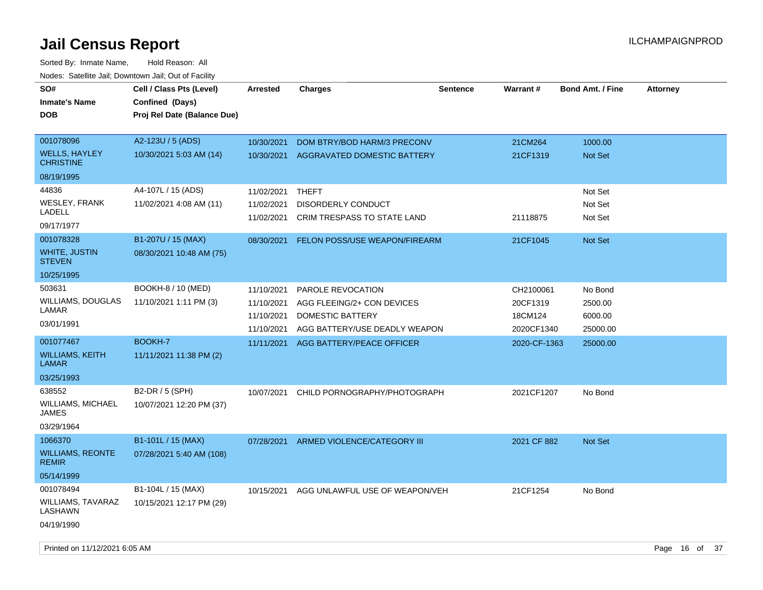# Jail Census Report

ILCHAMPAIGNPROD

Sorted By: Inmate Name, Hold Reason: All

Nodes: Satellite Jail; Downtown Jail; Out of Facility

| SO# / Inmate's Name / DOB | Cell / Class Pts (Level) / Confined (Days) / Proj Rel Date (Balance Due) | Arrested | Charges | Sentence | Warrant # | Bond Amt. / Fine | Attorney |
|---|---|---|---|---|---|---|---|
| 001078096<br>WELLS, HAYLEY CHRISTINE<br>08/19/1995 | A2-123U / 5 (ADS)<br>10/30/2021 5:03 AM (14) | 10/30/2021 | DOM BTRY/BOD HARM/3 PRECONV | | 21CM264 | 1000.00 | |
| | | 10/30/2021 | AGGRAVATED DOMESTIC BATTERY | | 21CF1319 | Not Set | |
| 44836<br>WESLEY, FRANK LADELL<br>09/17/1977 | A4-107L / 15 (ADS)<br>11/02/2021 4:08 AM (11) | 11/02/2021 | THEFT | | | Not Set | |
| | | 11/02/2021 | DISORDERLY CONDUCT | | | Not Set | |
| | | 11/02/2021 | CRIM TRESPASS TO STATE LAND | | 21118875 | Not Set | |
| 001078328<br>WHITE, JUSTIN STEVEN<br>10/25/1995 | B1-207U / 15 (MAX)<br>08/30/2021 10:48 AM (75) | 08/30/2021 | FELON POSS/USE WEAPON/FIREARM | | 21CF1045 | Not Set | |
| 503631<br>WILLIAMS, DOUGLAS LAMAR<br>03/01/1991 | BOOKH-8 / 10 (MED)<br>11/10/2021 1:11 PM (3) | 11/10/2021 | PAROLE REVOCATION | | CH2100061 | No Bond | |
| | | 11/10/2021 | AGG FLEEING/2+ CON DEVICES | | 20CF1319 | 2500.00 | |
| | | 11/10/2021 | DOMESTIC BATTERY | | 18CM124 | 6000.00 | |
| | | 11/10/2021 | AGG BATTERY/USE DEADLY WEAPON | | 2020CF1340 | 25000.00 | |
| 001077467<br>WILLIAMS, KEITH LAMAR<br>03/25/1993 | BOOKH-7<br>11/11/2021 11:38 PM (2) | 11/11/2021 | AGG BATTERY/PEACE OFFICER | | 2020-CF-1363 | 25000.00 | |
| 638552<br>WILLIAMS, MICHAEL JAMES<br>03/29/1964 | B2-DR / 5 (SPH)<br>10/07/2021 12:20 PM (37) | 10/07/2021 | CHILD PORNOGRAPHY/PHOTOGRAPH | | 2021CF1207 | No Bond | |
| 1066370<br>WILLIAMS, REONTE REMIR<br>05/14/1999 | B1-101L / 15 (MAX)<br>07/28/2021 5:40 AM (108) | 07/28/2021 | ARMED VIOLENCE/CATEGORY III | | 2021 CF 882 | Not Set | |
| 001078494<br>WILLIAMS, TAVARAZ LASHAWN<br>04/19/1990 | B1-104L / 15 (MAX)<br>10/15/2021 12:17 PM (29) | 10/15/2021 | AGG UNLAWFUL USE OF WEAPON/VEH | | 21CF1254 | No Bond | |

Printed on 11/12/2021 6:05 AM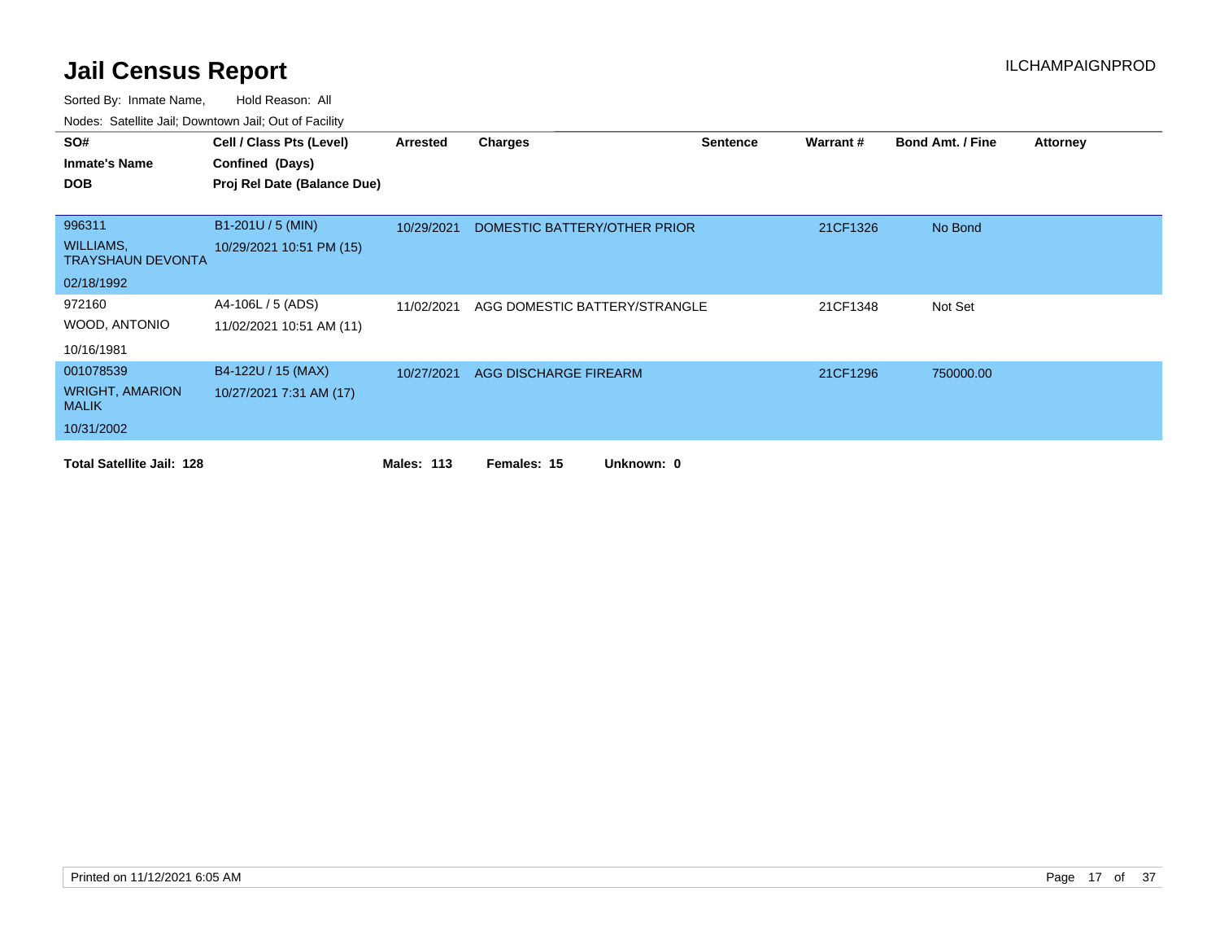# Jail Census Report

ILCHAMPAIGNPROD

Sorted By: Inmate Name, Hold Reason: All

Nodes: Satellite Jail; Downtown Jail; Out of Facility

| SO# / Inmate's Name / DOB | Cell / Class Pts (Level) / Confined (Days) / Proj Rel Date (Balance Due) | Arrested | Charges | Sentence | Warrant # | Bond Amt. / Fine | Attorney |
|---|---|---|---|---|---|---|---|
| 996311<br>WILLIAMS, TRAYSHAUN DEVONTA<br>02/18/1992 | B1-201U / 5 (MIN)<br>10/29/2021 10:51 PM (15) | 10/29/2021 | DOMESTIC BATTERY/OTHER PRIOR | | 21CF1326 | No Bond | |
| 972160<br>WOOD, ANTONIO<br>10/16/1981 | A4-106L / 5 (ADS)<br>11/02/2021 10:51 AM (11) | 11/02/2021 | AGG DOMESTIC BATTERY/STRANGLE | | 21CF1348 | Not Set | |
| 001078539<br>WRIGHT, AMARION MALIK<br>10/31/2002 | B4-122U / 15 (MAX)<br>10/27/2021 7:31 AM (17) | 10/27/2021 | AGG DISCHARGE FIREARM | | 21CF1296 | 750000.00 | |

**Total Satellite Jail: 128** **Males: 113** **Females: 15** **Unknown: 0**

Printed on 11/12/2021 6:05 AM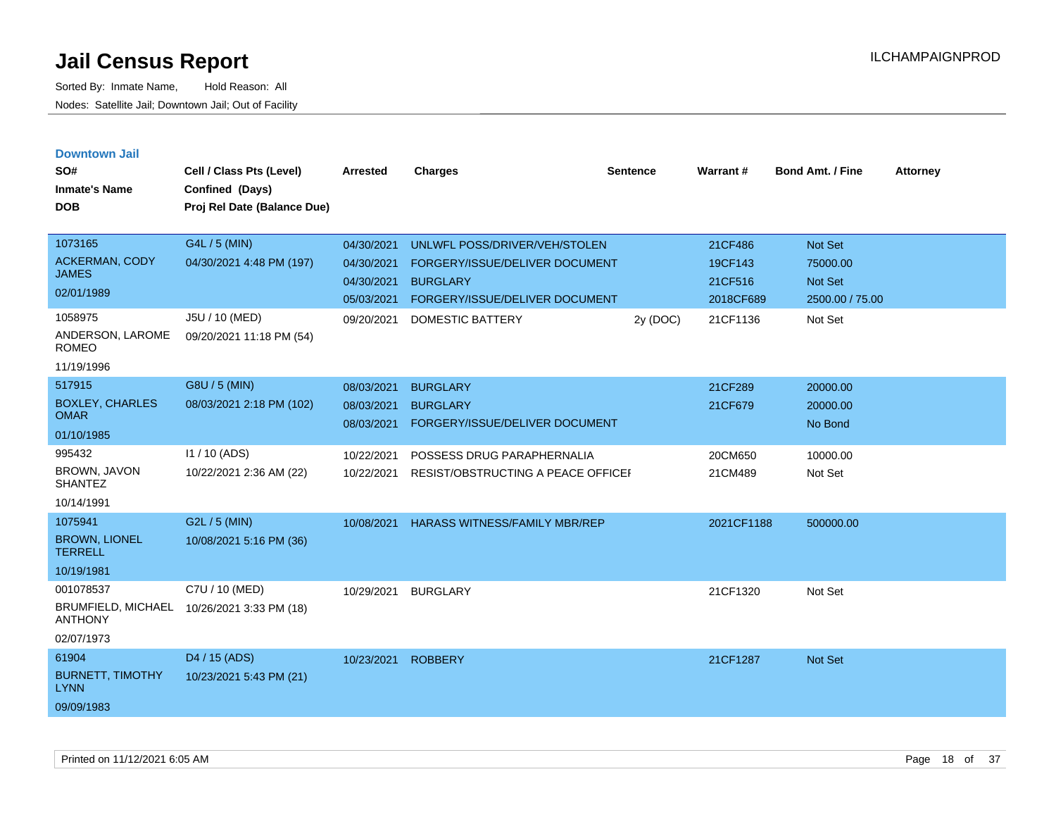# Jail Census Report

Sorted By: Inmate Name, Hold Reason: All

Nodes: Satellite Jail; Downtown Jail; Out of Facility

ILCHAMPAIGNPROD

## Downtown Jail

| SO# / Inmate's Name / DOB | Cell / Class Pts (Level) / Confined (Days) / Proj Rel Date (Balance Due) | Arrested | Charges | Sentence | Warrant # | Bond Amt. / Fine | Attorney |
|---|---|---|---|---|---|---|---|
| 1073165 ACKERMAN, CODY JAMES 02/01/1989 | G4L / 5 (MIN) 04/30/2021 4:48 PM (197) | 04/30/2021 | UNLWFL POSS/DRIVER/VEH/STOLEN | | 21CF486 | Not Set | |
| | | 04/30/2021 | FORGERY/ISSUE/DELIVER DOCUMENT | | 19CF143 | 75000.00 | |
| | | 04/30/2021 | BURGLARY | | 21CF516 | Not Set | |
| | | 05/03/2021 | FORGERY/ISSUE/DELIVER DOCUMENT | | 2018CF689 | 2500.00 / 75.00 | |
| 1058975 ANDERSON, LAROME ROMEO 11/19/1996 | J5U / 10 (MED) 09/20/2021 11:18 PM (54) | 09/20/2021 | DOMESTIC BATTERY | 2y (DOC) | 21CF1136 | Not Set | |
| 517915 BOXLEY, CHARLES OMAR 01/10/1985 | G8U / 5 (MIN) 08/03/2021 2:18 PM (102) | 08/03/2021 | BURGLARY | | 21CF289 | 20000.00 | |
| | | 08/03/2021 | BURGLARY | | 21CF679 | 20000.00 | |
| | | 08/03/2021 | FORGERY/ISSUE/DELIVER DOCUMENT | | | No Bond | |
| 995432 BROWN, JAVON SHANTEZ 10/14/1991 | I1 / 10 (ADS) 10/22/2021 2:36 AM (22) | 10/22/2021 | POSSESS DRUG PARAPHERNALIA | | 20CM650 | 10000.00 | |
| | | 10/22/2021 | RESIST/OBSTRUCTING A PEACE OFFICEI | | 21CM489 | Not Set | |
| 1075941 BROWN, LIONEL TERRELL 10/19/1981 | G2L / 5 (MIN) 10/08/2021 5:16 PM (36) | 10/08/2021 | HARASS WITNESS/FAMILY MBR/REP | | 2021CF1188 | 500000.00 | |
| 001078537 BRUMFIELD, MICHAEL ANTHONY 02/07/1973 | C7U / 10 (MED) 10/26/2021 3:33 PM (18) | 10/29/2021 | BURGLARY | | 21CF1320 | Not Set | |
| 61904 BURNETT, TIMOTHY LYNN 09/09/1983 | D4 / 15 (ADS) 10/23/2021 5:43 PM (21) | 10/23/2021 | ROBBERY | | 21CF1287 | Not Set | |

Printed on 11/12/2021 6:05 AM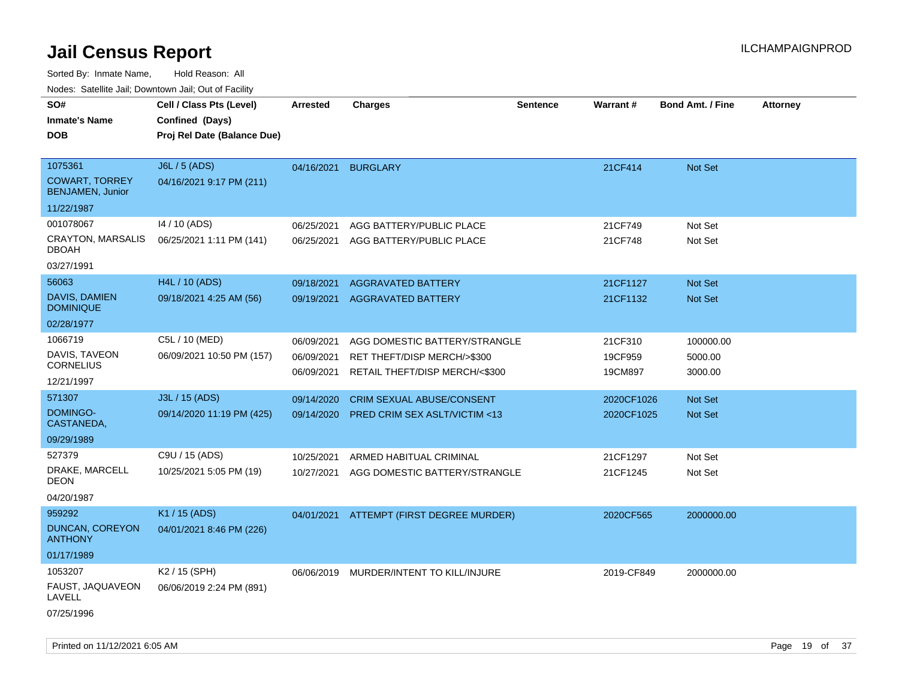# Jail Census Report

Sorted By: Inmate Name, Hold Reason: All

Nodes: Satellite Jail; Downtown Jail; Out of Facility

| SO# / Inmate's Name / DOB | Cell / Class Pts (Level) / Confined (Days) / Proj Rel Date (Balance Due) | Arrested | Charges | Sentence | Warrant # | Bond Amt. / Fine | Attorney |
|---|---|---|---|---|---|---|---|
| 1075361<br>COWART, TORREY BENJAMEN, Junior<br>11/22/1987 | J6L / 5 (ADS)<br>04/16/2021 9:17 PM (211) | 04/16/2021 | BURGLARY | | 21CF414 | Not Set | |
| 001078067<br>CRAYTON, MARSALIS DBOAH<br>03/27/1991 | I4 / 10 (ADS)<br>06/25/2021 1:11 PM (141) | 06/25/2021<br>06/25/2021 | AGG BATTERY/PUBLIC PLACE<br>AGG BATTERY/PUBLIC PLACE | | 21CF749<br>21CF748 | Not Set<br>Not Set | |
| 56063<br>DAVIS, DAMIEN DOMINIQUE<br>02/28/1977 | H4L / 10 (ADS)<br>09/18/2021 4:25 AM (56) | 09/18/2021<br>09/19/2021 | AGGRAVATED BATTERY<br>AGGRAVATED BATTERY | | 21CF1127<br>21CF1132 | Not Set<br>Not Set | |
| 1066719<br>DAVIS, TAVEON CORNELIUS<br>12/21/1997 | C5L / 10 (MED)<br>06/09/2021 10:50 PM (157) | 06/09/2021<br>06/09/2021<br>06/09/2021 | AGG DOMESTIC BATTERY/STRANGLE<br>RET THEFT/DISP MERCH/>$300<br>RETAIL THEFT/DISP MERCH/<$300 | | 21CF310<br>19CF959<br>19CM897 | 100000.00<br>5000.00<br>3000.00 | |
| 571307<br>DOMINGO-CASTANEDA,<br>09/29/1989 | J3L / 15 (ADS)<br>09/14/2020 11:19 PM (425) | 09/14/2020<br>09/14/2020 | CRIM SEXUAL ABUSE/CONSENT<br>PRED CRIM SEX ASLT/VICTIM <13 | | 2020CF1026<br>2020CF1025 | Not Set<br>Not Set | |
| 527379<br>DRAKE, MARCELL DEON<br>04/20/1987 | C9U / 15 (ADS)<br>10/25/2021 5:05 PM (19) | 10/25/2021<br>10/27/2021 | ARMED HABITUAL CRIMINAL<br>AGG DOMESTIC BATTERY/STRANGLE | | 21CF1297<br>21CF1245 | Not Set<br>Not Set | |
| 959292<br>DUNCAN, COREYON ANTHONY<br>01/17/1989 | K1 / 15 (ADS)<br>04/01/2021 8:46 PM (226) | 04/01/2021 | ATTEMPT (FIRST DEGREE MURDER) | | 2020CF565 | 2000000.00 | |
| 1053207<br>FAUST, JAQUAVEON LAVELL<br>07/25/1996 | K2 / 15 (SPH)<br>06/06/2019 2:24 PM (891) | 06/06/2019 | MURDER/INTENT TO KILL/INJURE | | 2019-CF849 | 2000000.00 | |

Printed on 11/12/2021 6:05 AM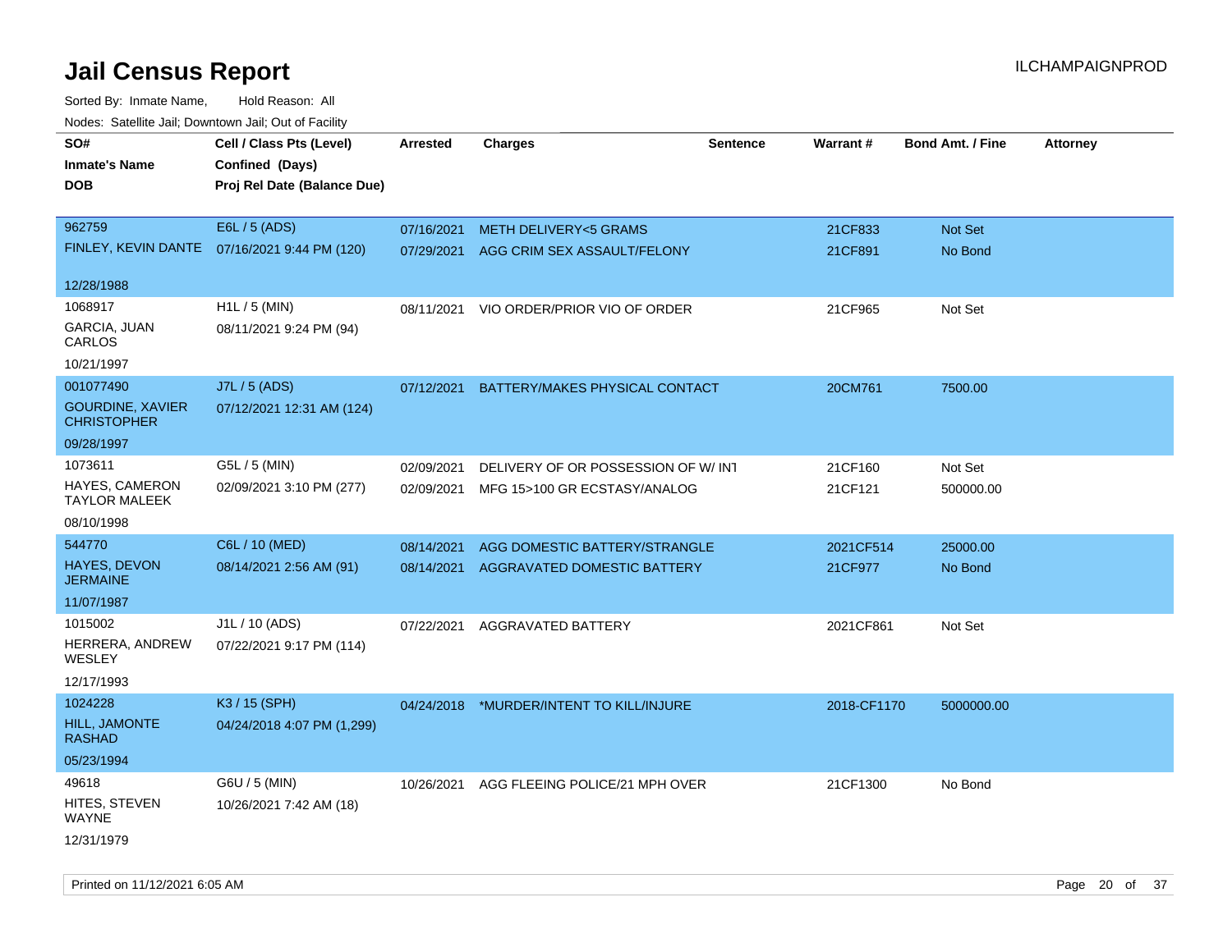# Jail Census Report

ILCHAMPAIGNPROD

Sorted By: Inmate Name, Hold Reason: All

Nodes: Satellite Jail; Downtown Jail; Out of Facility

| SO# / Inmate's Name / DOB | Cell / Class Pts (Level) / Confined (Days) / Proj Rel Date (Balance Due) | Arrested | Charges | Sentence | Warrant # | Bond Amt. / Fine | Attorney |
|---|---|---|---|---|---|---|---|
| 962759<br>FINLEY, KEVIN DANTE<br>12/28/1988 | E6L / 5 (ADS)<br>07/16/2021 9:44 PM (120) | 07/16/2021<br>07/29/2021 | METH DELIVERY<5 GRAMS<br>AGG CRIM SEX ASSAULT/FELONY | | 21CF833<br>21CF891 | Not Set<br>No Bond | |
| 1068917<br>GARCIA, JUAN CARLOS<br>10/21/1997 | H1L / 5 (MIN)<br>08/11/2021 9:24 PM (94) | 08/11/2021 | VIO ORDER/PRIOR VIO OF ORDER | | 21CF965 | Not Set | |
| 001077490<br>GOURDINE, XAVIER CHRISTOPHER<br>09/28/1997 | J7L / 5 (ADS)<br>07/12/2021 12:31 AM (124) | 07/12/2021 | BATTERY/MAKES PHYSICAL CONTACT | | 20CM761 | 7500.00 | |
| 1073611<br>HAYES, CAMERON TAYLOR MALEEK<br>08/10/1998 | G5L / 5 (MIN)<br>02/09/2021 3:10 PM (277) | 02/09/2021<br>02/09/2021 | DELIVERY OF OR POSSESSION OF W/ INT<br>MFG 15>100 GR ECSTASY/ANALOG | | 21CF160<br>21CF121 | Not Set<br>500000.00 | |
| 544770<br>HAYES, DEVON JERMAINE<br>11/07/1987 | C6L / 10 (MED)<br>08/14/2021 2:56 AM (91) | 08/14/2021<br>08/14/2021 | AGG DOMESTIC BATTERY/STRANGLE<br>AGGRAVATED DOMESTIC BATTERY | | 2021CF514<br>21CF977 | 25000.00<br>No Bond | |
| 1015002<br>HERRERA, ANDREW WESLEY<br>12/17/1993 | J1L / 10 (ADS)<br>07/22/2021 9:17 PM (114) | 07/22/2021 | AGGRAVATED BATTERY | | 2021CF861 | Not Set | |
| 1024228<br>HILL, JAMONTE RASHAD<br>05/23/1994 | K3 / 15 (SPH)<br>04/24/2018 4:07 PM (1,299) | 04/24/2018 | *MURDER/INTENT TO KILL/INJURE | | 2018-CF1170 | 5000000.00 | |
| 49618<br>HITES, STEVEN WAYNE<br>12/31/1979 | G6U / 5 (MIN)<br>10/26/2021 7:42 AM (18) | 10/26/2021 | AGG FLEEING POLICE/21 MPH OVER | | 21CF1300 | No Bond | |

Printed on 11/12/2021 6:05 AM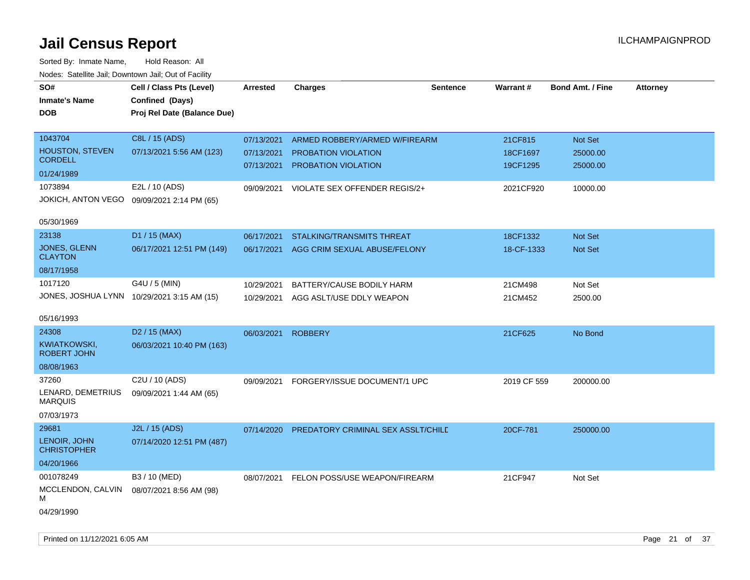# Jail Census Report

ILCHAMPAIGNPROD

Sorted By: Inmate Name, Hold Reason: All

Nodes: Satellite Jail; Downtown Jail; Out of Facility

| SO# / Inmate's Name / DOB | Cell / Class Pts (Level) / Confined (Days) / Proj Rel Date (Balance Due) | Arrested | Charges | Sentence | Warrant # | Bond Amt. / Fine | Attorney |
|---|---|---|---|---|---|---|---|
| 1043704<br>HOUSTON, STEVEN CORDELL<br>01/24/1989 | C8L / 15 (ADS)<br>07/13/2021 5:56 AM (123) | 07/13/2021<br>07/13/2021<br>07/13/2021 | ARMED ROBBERY/ARMED W/FIREARM<br>PROBATION VIOLATION<br>PROBATION VIOLATION | | 21CF815<br>18CF1697<br>19CF1295 | Not Set<br>25000.00<br>25000.00 | |
| 1073894<br>JOKICH, ANTON VEGO<br>05/30/1969 | E2L / 10 (ADS)<br>09/09/2021 2:14 PM (65) | 09/09/2021 | VIOLATE SEX OFFENDER REGIS/2+ | | 2021CF920 | 10000.00 | |
| 23138<br>JONES, GLENN CLAYTON<br>08/17/1958 | D1 / 15 (MAX)<br>06/17/2021 12:51 PM (149) | 06/17/2021<br>06/17/2021 | STALKING/TRANSMITS THREAT<br>AGG CRIM SEXUAL ABUSE/FELONY | | 18CF1332<br>18-CF-1333 | Not Set<br>Not Set | |
| 1017120<br>JONES, JOSHUA LYNN<br>05/16/1993 | G4U / 5 (MIN)<br>10/29/2021 3:15 AM (15) | 10/29/2021<br>10/29/2021 | BATTERY/CAUSE BODILY HARM<br>AGG ASLT/USE DDLY WEAPON | | 21CM498<br>21CM452 | Not Set<br>2500.00 | |
| 24308<br>KWIATKOWSKI, ROBERT JOHN<br>08/08/1963 | D2 / 15 (MAX)<br>06/03/2021 10:40 PM (163) | 06/03/2021 | ROBBERY | | 21CF625 | No Bond | |
| 37260<br>LENARD, DEMETRIUS MARQUIS<br>07/03/1973 | C2U / 10 (ADS)<br>09/09/2021 1:44 AM (65) | 09/09/2021 | FORGERY/ISSUE DOCUMENT/1 UPC | | 2019 CF 559 | 200000.00 | |
| 29681<br>LENOIR, JOHN CHRISTOPHER<br>04/20/1966 | J2L / 15 (ADS)<br>07/14/2020 12:51 PM (487) | 07/14/2020 | PREDATORY CRIMINAL SEX ASSLT/CHILD | | 20CF-781 | 250000.00 | |
| 001078249<br>MCCLENDON, CALVIN M<br>04/29/1990 | B3 / 10 (MED)<br>08/07/2021 8:56 AM (98) | 08/07/2021 | FELON POSS/USE WEAPON/FIREARM | | 21CF947 | Not Set | |

Printed on 11/12/2021 6:05 AM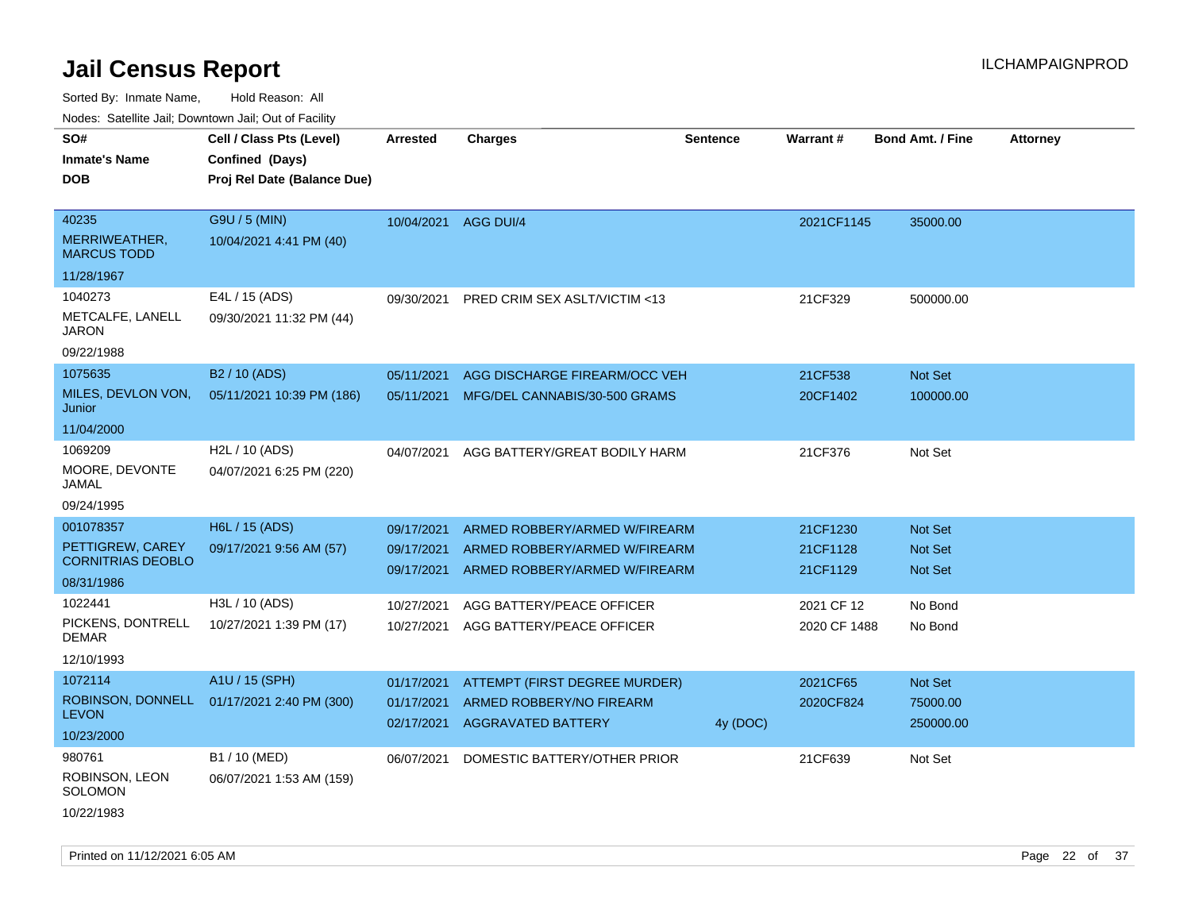# Jail Census Report

ILCHAMPAIGNPROD

Sorted By: Inmate Name, Hold Reason: All

Nodes: Satellite Jail; Downtown Jail; Out of Facility

| SO# / Inmate's Name / DOB | Cell / Class Pts (Level) / Confined (Days) / Proj Rel Date (Balance Due) | Arrested | Charges | Sentence | Warrant # | Bond Amt. / Fine | Attorney |
|---|---|---|---|---|---|---|---|
| 40235<br>MERRIWEATHER, MARCUS TODD<br>11/28/1967 | G9U / 5 (MIN)<br>10/04/2021 4:41 PM (40) | 10/04/2021 | AGG DUI/4 | | 2021CF1145 | 35000.00 | |
| 1040273<br>METCALFE, LANELL JARON<br>09/22/1988 | E4L / 15 (ADS)<br>09/30/2021 11:32 PM (44) | 09/30/2021 | PRED CRIM SEX ASLT/VICTIM <13 | | 21CF329 | 500000.00 | |
| 1075635<br>MILES, DEVLON VON, Junior<br>11/04/2000 | B2 / 10 (ADS)<br>05/11/2021 10:39 PM (186) | 05/11/2021 | AGG DISCHARGE FIREARM/OCC VEH | | 21CF538 | Not Set | |
| | | 05/11/2021 | MFG/DEL CANNABIS/30-500 GRAMS | | 20CF1402 | 100000.00 | |
| 1069209<br>MOORE, DEVONTE JAMAL<br>09/24/1995 | H2L / 10 (ADS)<br>04/07/2021 6:25 PM (220) | 04/07/2021 | AGG BATTERY/GREAT BODILY HARM | | 21CF376 | Not Set | |
| 001078357<br>PETTIGREW, CAREY CORNITRIAS DEOBLO<br>08/31/1986 | H6L / 15 (ADS)<br>09/17/2021 9:56 AM (57) | 09/17/2021 | ARMED ROBBERY/ARMED W/FIREARM | | 21CF1230 | Not Set | |
| | | 09/17/2021 | ARMED ROBBERY/ARMED W/FIREARM | | 21CF1128 | Not Set | |
| | | 09/17/2021 | ARMED ROBBERY/ARMED W/FIREARM | | 21CF1129 | Not Set | |
| 1022441<br>PICKENS, DONTRELL DEMAR<br>12/10/1993 | H3L / 10 (ADS)<br>10/27/2021 1:39 PM (17) | 10/27/2021 | AGG BATTERY/PEACE OFFICER | | 2021 CF 12 | No Bond | |
| | | 10/27/2021 | AGG BATTERY/PEACE OFFICER | | 2020 CF 1488 | No Bond | |
| 1072114<br>ROBINSON, DONNELL LEVON<br>10/23/2000 | A1U / 15 (SPH)<br>01/17/2021 2:40 PM (300) | 01/17/2021 | ATTEMPT (FIRST DEGREE MURDER) | | 2021CF65 | Not Set | |
| | | 01/17/2021 | ARMED ROBBERY/NO FIREARM | | 2020CF824 | 75000.00 | |
| | | 02/17/2021 | AGGRAVATED BATTERY | 4y (DOC) | | 250000.00 | |
| 980761<br>ROBINSON, LEON SOLOMON<br>10/22/1983 | B1 / 10 (MED)<br>06/07/2021 1:53 AM (159) | 06/07/2021 | DOMESTIC BATTERY/OTHER PRIOR | | 21CF639 | Not Set | |

Printed on 11/12/2021 6:05 AM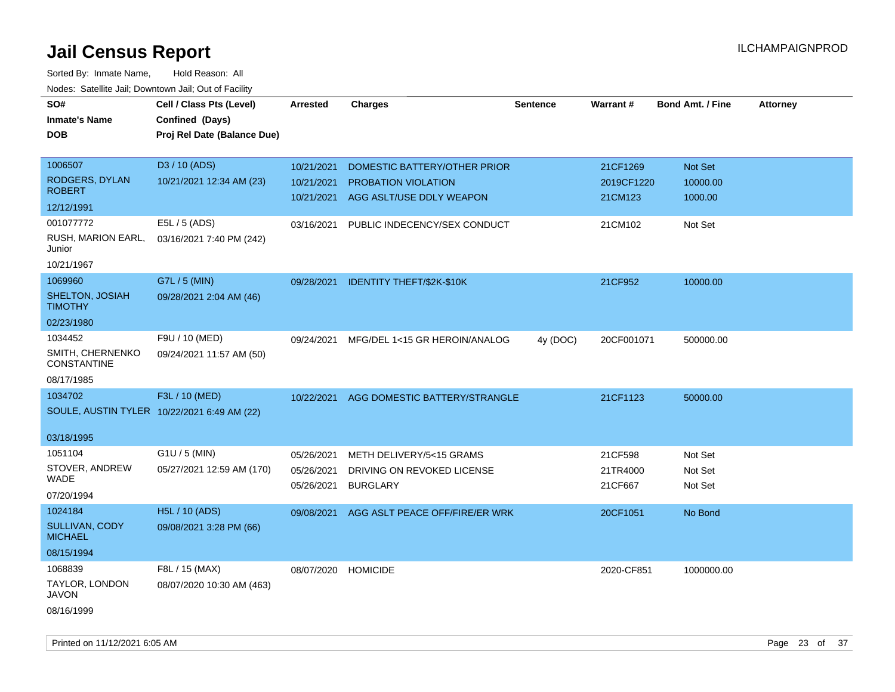# Jail Census Report

ILCHAMPAIGNPROD

Sorted By: Inmate Name, Hold Reason: All

Nodes: Satellite Jail; Downtown Jail; Out of Facility

| SO# / Inmate's Name / DOB | Cell / Class Pts (Level) / Confined (Days) / Proj Rel Date (Balance Due) | Arrested | Charges | Sentence | Warrant # | Bond Amt. / Fine | Attorney |
|---|---|---|---|---|---|---|---|
| 1006507<br>RODGERS, DYLAN ROBERT<br>12/12/1991 | D3 / 10 (ADS)<br>10/21/2021 12:34 AM (23) | 10/21/2021<br>10/21/2021<br>10/21/2021 | DOMESTIC BATTERY/OTHER PRIOR<br>PROBATION VIOLATION<br>AGG ASLT/USE DDLY WEAPON | | 21CF1269<br>2019CF1220<br>21CM123 | Not Set<br>10000.00<br>1000.00 | |
| 001077772<br>RUSH, MARION EARL, Junior<br>10/21/1967 | E5L / 5 (ADS)<br>03/16/2021 7:40 PM (242) | 03/16/2021 | PUBLIC INDECENCY/SEX CONDUCT | | 21CM102 | Not Set | |
| 1069960<br>SHELTON, JOSIAH TIMOTHY<br>02/23/1980 | G7L / 5 (MIN)<br>09/28/2021 2:04 AM (46) | 09/28/2021 | IDENTITY THEFT/$2K-$10K | | 21CF952 | 10000.00 | |
| 1034452<br>SMITH, CHERNENKO CONSTANTINE<br>08/17/1985 | F9U / 10 (MED)<br>09/24/2021 11:57 AM (50) | 09/24/2021 | MFG/DEL 1<15 GR HEROIN/ANALOG | 4y (DOC) | 20CF001071 | 500000.00 | |
| 1034702<br>SOULE, AUSTIN TYLER<br>03/18/1995 | F3L / 10 (MED)<br>10/22/2021 6:49 AM (22) | 10/22/2021 | AGG DOMESTIC BATTERY/STRANGLE | | 21CF1123 | 50000.00 | |
| 1051104<br>STOVER, ANDREW WADE<br>07/20/1994 | G1U / 5 (MIN)<br>05/27/2021 12:59 AM (170) | 05/26/2021<br>05/26/2021<br>05/26/2021 | METH DELIVERY/5<15 GRAMS<br>DRIVING ON REVOKED LICENSE<br>BURGLARY | | 21CF598<br>21TR4000<br>21CF667 | Not Set<br>Not Set<br>Not Set | |
| 1024184<br>SULLIVAN, CODY MICHAEL<br>08/15/1994 | H5L / 10 (ADS)<br>09/08/2021 3:28 PM (66) | 09/08/2021 | AGG ASLT PEACE OFF/FIRE/ER WRK | | 20CF1051 | No Bond | |
| 1068839<br>TAYLOR, LONDON JAVON<br>08/16/1999 | F8L / 15 (MAX)<br>08/07/2020 10:30 AM (463) | 08/07/2020 | HOMICIDE | | 2020-CF851 | 1000000.00 | |

Printed on 11/12/2021 6:05 AM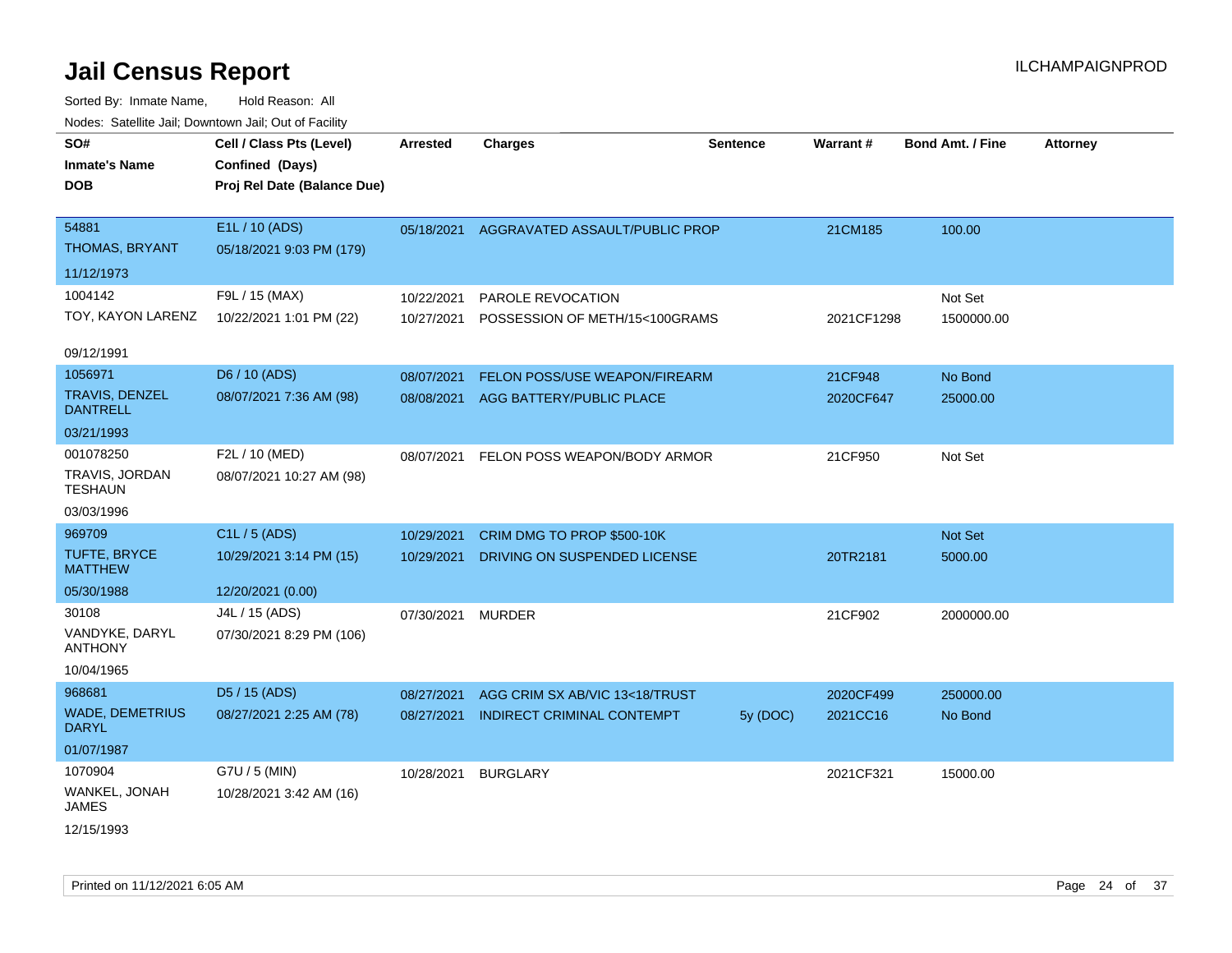# Jail Census Report

ILCHAMPAIGNPROD

Sorted By: Inmate Name, Hold Reason: All

Nodes: Satellite Jail; Downtown Jail; Out of Facility

| SO#<br>Inmate's Name<br>DOB | Cell / Class Pts (Level)<br>Confined (Days)<br>Proj Rel Date (Balance Due) | Arrested | Charges | Sentence | Warrant # | Bond Amt. / Fine | Attorney |
|---|---|---|---|---|---|---|---|
| 54881<br>THOMAS, BRYANT<br>11/12/1973 | E1L / 10 (ADS)<br>05/18/2021 9:03 PM (179) | 05/18/2021 | AGGRAVATED ASSAULT/PUBLIC PROP | | 21CM185 | 100.00 | |
| 1004142<br>TOY, KAYON LARENZ<br>09/12/1991 | F9L / 15 (MAX)<br>10/22/2021 1:01 PM (22) | 10/22/2021 | PAROLE REVOCATION | | | Not Set | |
| | | 10/27/2021 | POSSESSION OF METH/15<100GRAMS | | 2021CF1298 | 1500000.00 | |
| 1056971<br>TRAVIS, DENZEL DANTRELL<br>03/21/1993 | D6 / 10 (ADS)<br>08/07/2021 7:36 AM (98) | 08/07/2021 | FELON POSS/USE WEAPON/FIREARM | | 21CF948 | No Bond | |
| | | 08/08/2021 | AGG BATTERY/PUBLIC PLACE | | 2020CF647 | 25000.00 | |
| 001078250<br>TRAVIS, JORDAN TESHAUN<br>03/03/1996 | F2L / 10 (MED)<br>08/07/2021 10:27 AM (98) | 08/07/2021 | FELON POSS WEAPON/BODY ARMOR | | 21CF950 | Not Set | |
| 969709<br>TUFTE, BRYCE MATTHEW<br>05/30/1988 | C1L / 5 (ADS)<br>10/29/2021 3:14 PM (15)<br>12/20/2021 (0.00) | 10/29/2021 | CRIM DMG TO PROP $500-10K | | | Not Set | |
| | | 10/29/2021 | DRIVING ON SUSPENDED LICENSE | | 20TR2181 | 5000.00 | |
| 30108<br>VANDYKE, DARYL ANTHONY<br>10/04/1965 | J4L / 15 (ADS)<br>07/30/2021 8:29 PM (106) | 07/30/2021 | MURDER | | 21CF902 | 2000000.00 | |
| 968681<br>WADE, DEMETRIUS DARYL<br>01/07/1987 | D5 / 15 (ADS)<br>08/27/2021 2:25 AM (78) | 08/27/2021 | AGG CRIM SX AB/VIC 13<18/TRUST | | 2020CF499 | 250000.00 | |
| | | 08/27/2021 | INDIRECT CRIMINAL CONTEMPT | 5y (DOC) | 2021CC16 | No Bond | |
| 1070904<br>WANKEL, JONAH JAMES<br>12/15/1993 | G7U / 5 (MIN)<br>10/28/2021 3:42 AM (16) | 10/28/2021 | BURGLARY | | 2021CF321 | 15000.00 | |

Printed on 11/12/2021 6:05 AM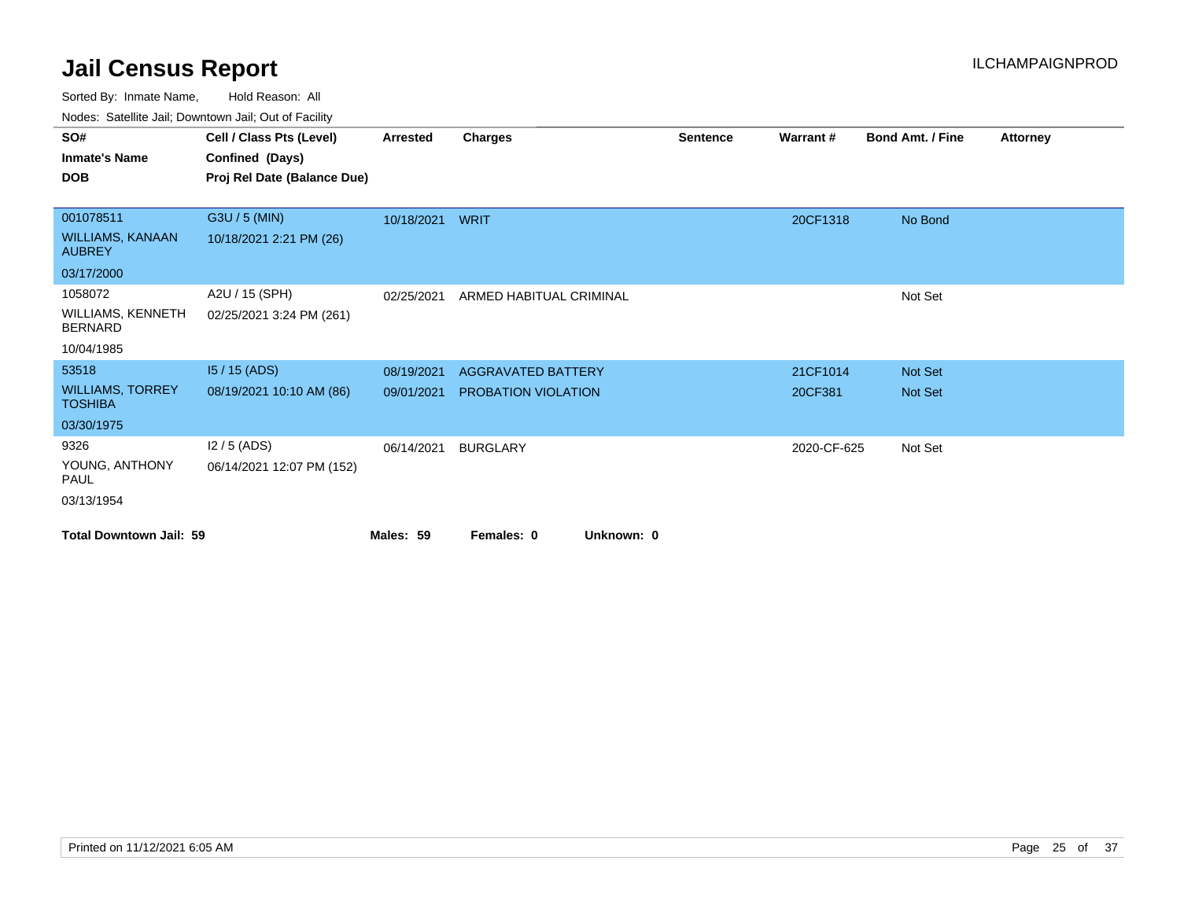# Jail Census Report

ILCHAMPAIGNPROD

Sorted By: Inmate Name, Hold Reason: All

Nodes: Satellite Jail; Downtown Jail; Out of Facility

| SO# / Inmate's Name / DOB | Cell / Class Pts (Level) / Confined (Days) / Proj Rel Date (Balance Due) | Arrested | Charges | Sentence | Warrant # | Bond Amt. / Fine | Attorney |
|---|---|---|---|---|---|---|---|
| 001078511 WILLIAMS, KANAAN AUBREY 03/17/2000 | G3U / 5 (MIN) 10/18/2021 2:21 PM (26) | 10/18/2021 | WRIT | | 20CF1318 | No Bond | |
| 1058072 WILLIAMS, KENNETH BERNARD 10/04/1985 | A2U / 15 (SPH) 02/25/2021 3:24 PM (261) | 02/25/2021 | ARMED HABITUAL CRIMINAL | | | Not Set | |
| 53518 WILLIAMS, TORREY TOSHIBA 03/30/1975 | I5 / 15 (ADS) 08/19/2021 10:10 AM (86) | 08/19/2021 | AGGRAVATED BATTERY | | 21CF1014 | Not Set | |
| | | 09/01/2021 | PROBATION VIOLATION | | 20CF381 | Not Set | |
| 9326 YOUNG, ANTHONY PAUL 03/13/1954 | I2 / 5 (ADS) 06/14/2021 12:07 PM (152) | 06/14/2021 | BURGLARY | | 2020-CF-625 | Not Set | |

**Total Downtown Jail: 59** **Males: 59** **Females: 0** **Unknown: 0**

Printed on 11/12/2021 6:05 AM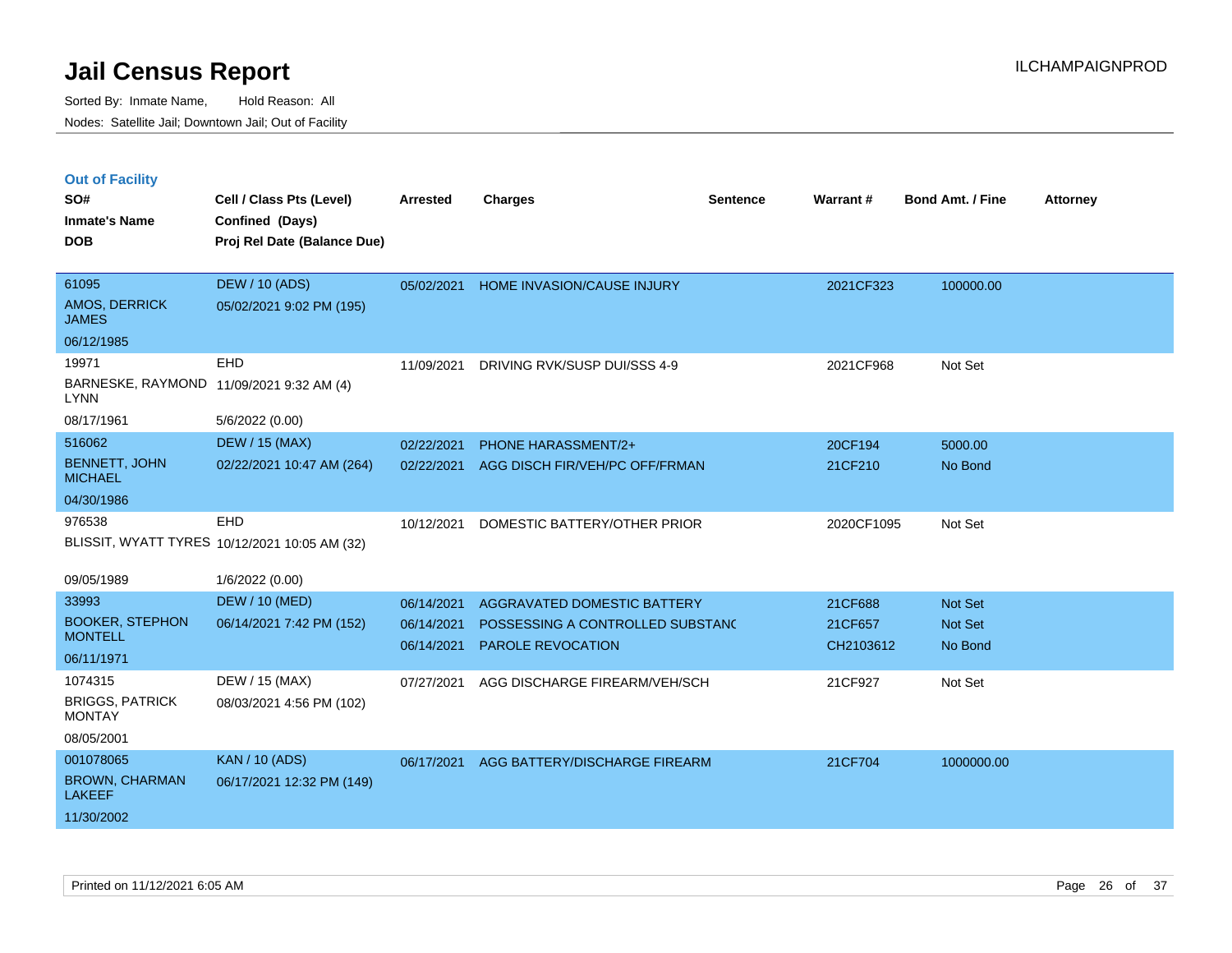# Jail Census Report

Sorted By: Inmate Name, Hold Reason: All

Nodes: Satellite Jail; Downtown Jail; Out of Facility

ILCHAMPAIGNPROD

## Out of Facility

| SO# / Inmate's Name / DOB | Cell / Class Pts (Level) / Confined (Days) / Proj Rel Date (Balance Due) | Arrested | Charges | Sentence | Warrant # | Bond Amt. / Fine | Attorney |
|---|---|---|---|---|---|---|---|
| 61095<br>AMOS, DERRICK JAMES<br>06/12/1985 | DEW / 10 (ADS)<br>05/02/2021 9:02 PM (195) | 05/02/2021 | HOME INVASION/CAUSE INJURY | | 2021CF323 | 100000.00 | |
| 19971<br>BARNESKE, RAYMOND LYNN<br>08/17/1961 | EHD<br>11/09/2021 9:32 AM (4)<br>5/6/2022 (0.00) | 11/09/2021 | DRIVING RVK/SUSP DUI/SSS 4-9 | | 2021CF968 | Not Set | |
| 516062<br>BENNETT, JOHN MICHAEL<br>04/30/1986 | DEW / 15 (MAX)<br>02/22/2021 10:47 AM (264) | 02/22/2021<br>02/22/2021 | PHONE HARASSMENT/2+<br>AGG DISCH FIR/VEH/PC OFF/FRMAN | | 20CF194<br>21CF210 | 5000.00<br>No Bond | |
| 976538<br>BLISSIT, WYATT TYRES<br>09/05/1989 | EHD<br>10/12/2021 10:05 AM (32)<br>1/6/2022 (0.00) | 10/12/2021 | DOMESTIC BATTERY/OTHER PRIOR | | 2020CF1095 | Not Set | |
| 33993<br>BOOKER, STEPHON MONTELL<br>06/11/1971 | DEW / 10 (MED)<br>06/14/2021 7:42 PM (152) | 06/14/2021<br>06/14/2021<br>06/14/2021 | AGGRAVATED DOMESTIC BATTERY<br>POSSESSING A CONTROLLED SUBSTANC<br>PAROLE REVOCATION | | 21CF688<br>21CF657<br>CH2103612 | Not Set<br>Not Set<br>No Bond | |
| 1074315<br>BRIGGS, PATRICK MONTAY<br>08/05/2001 | DEW / 15 (MAX)<br>08/03/2021 4:56 PM (102) | 07/27/2021 | AGG DISCHARGE FIREARM/VEH/SCH | | 21CF927 | Not Set | |
| 001078065<br>BROWN, CHARMAN LAKEEF<br>11/30/2002 | KAN / 10 (ADS)<br>06/17/2021 12:32 PM (149) | 06/17/2021 | AGG BATTERY/DISCHARGE FIREARM | | 21CF704 | 1000000.00 | |

Printed on 11/12/2021 6:05 AM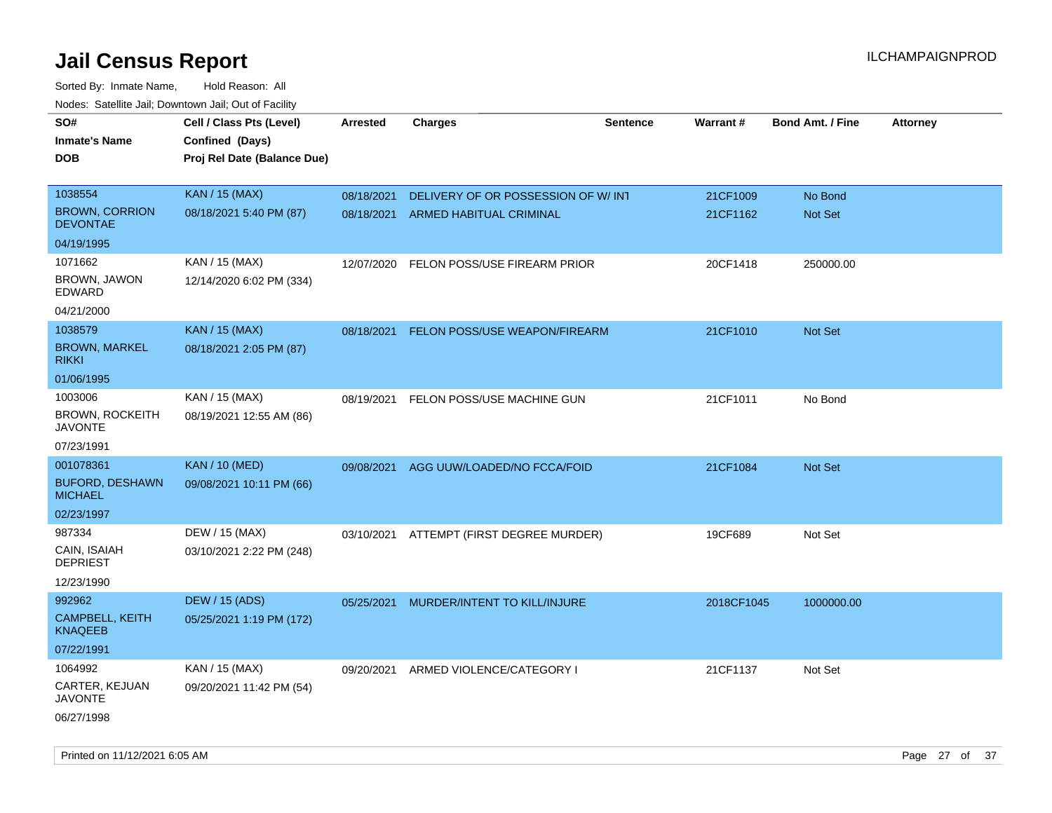# Jail Census Report

ILCHAMPAIGNPROD

Sorted By: Inmate Name, Hold Reason: All

Nodes: Satellite Jail; Downtown Jail; Out of Facility

| SO# / Inmate's Name / DOB | Cell / Class Pts (Level) / Confined (Days) / Proj Rel Date (Balance Due) | Arrested | Charges | Sentence | Warrant # | Bond Amt. / Fine | Attorney |
|---|---|---|---|---|---|---|---|
| 1038554<br>BROWN, CORRION DEVONTAE<br>04/19/1995 | KAN / 15 (MAX)<br>08/18/2021 5:40 PM (87) | 08/18/2021<br>08/18/2021 | DELIVERY OF OR POSSESSION OF W/ INT<br>ARMED HABITUAL CRIMINAL | | 21CF1009<br>21CF1162 | No Bond<br>Not Set | |
| 1071662<br>BROWN, JAWON EDWARD<br>04/21/2000 | KAN / 15 (MAX)<br>12/14/2020 6:02 PM (334) | 12/07/2020 | FELON POSS/USE FIREARM PRIOR | | 20CF1418 | 250000.00 | |
| 1038579<br>BROWN, MARKEL RIKKI<br>01/06/1995 | KAN / 15 (MAX)<br>08/18/2021 2:05 PM (87) | 08/18/2021 | FELON POSS/USE WEAPON/FIREARM | | 21CF1010 | Not Set | |
| 1003006<br>BROWN, ROCKEITH JAVONTE<br>07/23/1991 | KAN / 15 (MAX)<br>08/19/2021 12:55 AM (86) | 08/19/2021 | FELON POSS/USE MACHINE GUN | | 21CF1011 | No Bond | |
| 001078361<br>BUFORD, DESHAWN MICHAEL<br>02/23/1997 | KAN / 10 (MED)<br>09/08/2021 10:11 PM (66) | 09/08/2021 | AGG UUW/LOADED/NO FCCA/FOID | | 21CF1084 | Not Set | |
| 987334<br>CAIN, ISAIAH DEPRIEST<br>12/23/1990 | DEW / 15 (MAX)<br>03/10/2021 2:22 PM (248) | 03/10/2021 | ATTEMPT (FIRST DEGREE MURDER) | | 19CF689 | Not Set | |
| 992962<br>CAMPBELL, KEITH KNAQEEB<br>07/22/1991 | DEW / 15 (ADS)<br>05/25/2021 1:19 PM (172) | 05/25/2021 | MURDER/INTENT TO KILL/INJURE | | 2018CF1045 | 1000000.00 | |
| 1064992<br>CARTER, KEJUAN JAVONTE<br>06/27/1998 | KAN / 15 (MAX)<br>09/20/2021 11:42 PM (54) | 09/20/2021 | ARMED VIOLENCE/CATEGORY I | | 21CF1137 | Not Set | |

Printed on 11/12/2021 6:05 AM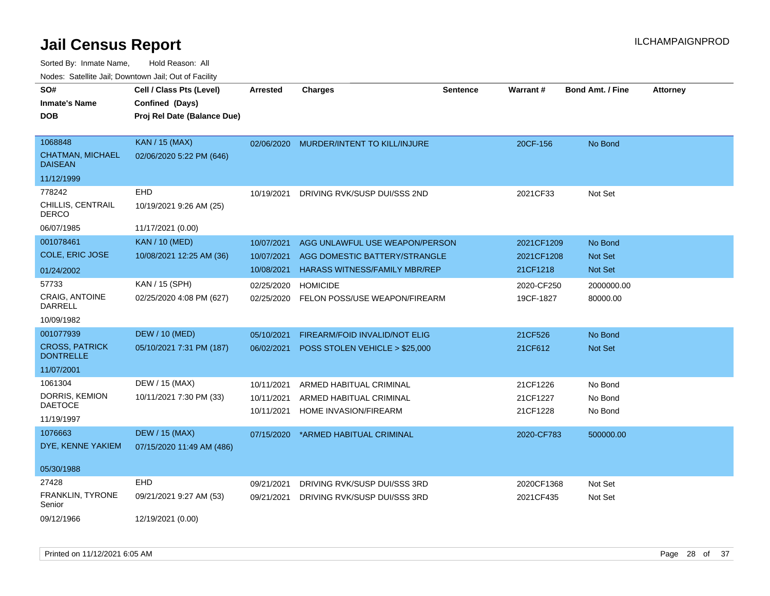# Jail Census Report

Sorted By: Inmate Name, Hold Reason: All

Nodes: Satellite Jail; Downtown Jail; Out of Facility

| SO# / Inmate's Name / DOB | Cell / Class Pts (Level) / Confined (Days) / Proj Rel Date (Balance Due) | Arrested | Charges | Sentence | Warrant # | Bond Amt. / Fine | Attorney |
|---|---|---|---|---|---|---|---|
| 1068848<br>CHATMAN, MICHAEL DAISEAN<br>11/12/1999 | KAN / 15 (MAX)<br>02/06/2020 5:22 PM (646) | 02/06/2020 | MURDER/INTENT TO KILL/INJURE | | 20CF-156 | No Bond | |
| 778242<br>CHILLIS, CENTRAIL DERCO<br>06/07/1985 | EHD<br>10/19/2021 9:26 AM (25)<br>11/17/2021 (0.00) | 10/19/2021 | DRIVING RVK/SUSP DUI/SSS 2ND | | 2021CF33 | Not Set | |
| 001078461<br>COLE, ERIC JOSE<br>01/24/2002 | KAN / 10 (MED)<br>10/08/2021 12:25 AM (36) | 10/07/2021<br>10/07/2021<br>10/08/2021 | AGG UNLAWFUL USE WEAPON/PERSON<br>AGG DOMESTIC BATTERY/STRANGLE<br>HARASS WITNESS/FAMILY MBR/REP | | 2021CF1209<br>2021CF1208<br>21CF1218 | No Bond<br>Not Set<br>Not Set | |
| 57733<br>CRAIG, ANTOINE DARRELL<br>10/09/1982 | KAN / 15 (SPH)<br>02/25/2020 4:08 PM (627) | 02/25/2020<br>02/25/2020 | HOMICIDE<br>FELON POSS/USE WEAPON/FIREARM | | 2020-CF250<br>19CF-1827 | 2000000.00<br>80000.00 | |
| 001077939<br>CROSS, PATRICK DONTRELLE<br>11/07/2001 | DEW / 10 (MED)<br>05/10/2021 7:31 PM (187) | 05/10/2021<br>06/02/2021 | FIREARM/FOID INVALID/NOT ELIG<br>POSS STOLEN VEHICLE > $25,000 | | 21CF526<br>21CF612 | No Bond<br>Not Set | |
| 1061304<br>DORRIS, KEMION DAETOCE<br>11/19/1997 | DEW / 15 (MAX)<br>10/11/2021 7:30 PM (33) | 10/11/2021<br>10/11/2021<br>10/11/2021 | ARMED HABITUAL CRIMINAL<br>ARMED HABITUAL CRIMINAL<br>HOME INVASION/FIREARM | | 21CF1226<br>21CF1227<br>21CF1228 | No Bond<br>No Bond<br>No Bond | |
| 1076663<br>DYE, KENNE YAKIEM<br>05/30/1988 | DEW / 15 (MAX)<br>07/15/2020 11:49 AM (486) | 07/15/2020 | *ARMED HABITUAL CRIMINAL | | 2020-CF783 | 500000.00 | |
| 27428<br>FRANKLIN, TYRONE Senior<br>09/12/1966 | EHD<br>09/21/2021 9:27 AM (53)<br>12/19/2021 (0.00) | 09/21/2021<br>09/21/2021 | DRIVING RVK/SUSP DUI/SSS 3RD<br>DRIVING RVK/SUSP DUI/SSS 3RD | | 2020CF1368<br>2021CF435 | Not Set<br>Not Set | |

Printed on 11/12/2021 6:05 AM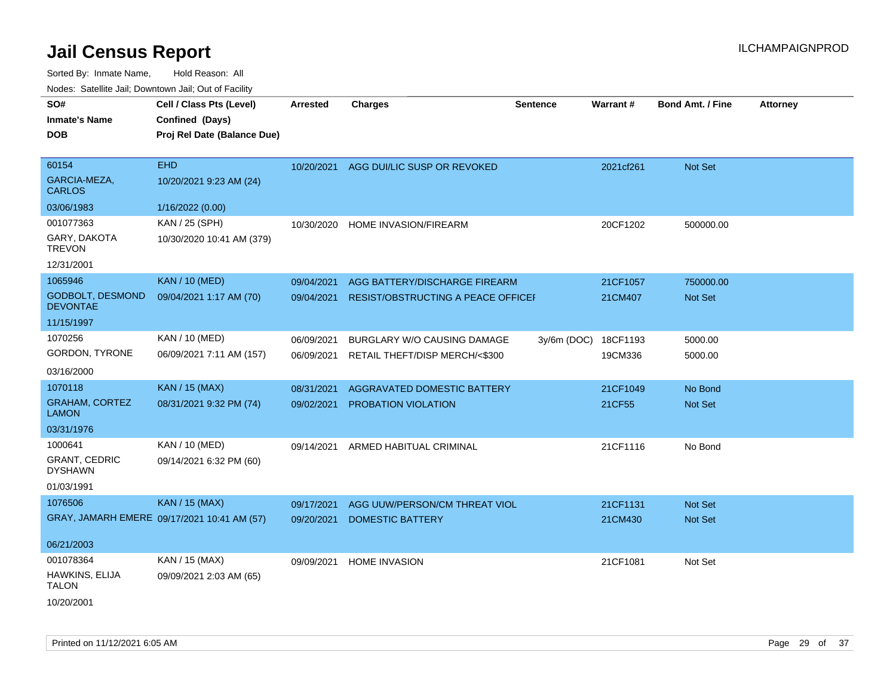# Jail Census Report

Sorted By: Inmate Name, Hold Reason: All

Nodes: Satellite Jail; Downtown Jail; Out of Facility

| SO# / Inmate's Name / DOB | Cell / Class Pts (Level) / Confined (Days) / Proj Rel Date (Balance Due) | Arrested | Charges | Sentence | Warrant # | Bond Amt. / Fine | Attorney |
|---|---|---|---|---|---|---|---|
| 60154<br>GARCIA-MEZA, CARLOS<br>03/06/1983 | EHD<br>10/20/2021 9:23 AM (24)<br>1/16/2022 (0.00) | 10/20/2021 | AGG DUI/LIC SUSP OR REVOKED | | 2021cf261 | Not Set | |
| 001077363<br>GARY, DAKOTA TREVON<br>12/31/2001 | KAN / 25 (SPH)<br>10/30/2020 10:41 AM (379) | 10/30/2020 | HOME INVASION/FIREARM | | 20CF1202 | 500000.00 | |
| 1065946<br>GODBOLT, DESMOND DEVONTAE<br>11/15/1997 | KAN / 10 (MED)<br>09/04/2021 1:17 AM (70) | 09/04/2021 | AGG BATTERY/DISCHARGE FIREARM | | 21CF1057 | 750000.00 | |
| | | 09/04/2021 | RESIST/OBSTRUCTING A PEACE OFFICEI | | 21CM407 | Not Set | |
| 1070256<br>GORDON, TYRONE<br>03/16/2000 | KAN / 10 (MED)<br>06/09/2021 7:11 AM (157) | 06/09/2021 | BURGLARY W/O CAUSING DAMAGE | 3y/6m (DOC) | 18CF1193 | 5000.00 | |
| | | 06/09/2021 | RETAIL THEFT/DISP MERCH/<$300 | | 19CM336 | 5000.00 | |
| 1070118<br>GRAHAM, CORTEZ LAMON<br>03/31/1976 | KAN / 15 (MAX)<br>08/31/2021 9:32 PM (74) | 08/31/2021 | AGGRAVATED DOMESTIC BATTERY | | 21CF1049 | No Bond | |
| | | 09/02/2021 | PROBATION VIOLATION | | 21CF55 | Not Set | |
| 1000641<br>GRANT, CEDRIC DYSHAWN<br>01/03/1991 | KAN / 10 (MED)<br>09/14/2021 6:32 PM (60) | 09/14/2021 | ARMED HABITUAL CRIMINAL | | 21CF1116 | No Bond | |
| 1076506<br>GRAY, JAMARH EMERE<br>06/21/2003 | KAN / 15 (MAX)<br>09/17/2021 10:41 AM (57) | 09/17/2021 | AGG UUW/PERSON/CM THREAT VIOL | | 21CF1131 | Not Set | |
| | | 09/20/2021 | DOMESTIC BATTERY | | 21CM430 | Not Set | |
| 001078364<br>HAWKINS, ELIJA TALON<br>10/20/2001 | KAN / 15 (MAX)<br>09/09/2021 2:03 AM (65) | 09/09/2021 | HOME INVASION | | 21CF1081 | Not Set | |

Printed on 11/12/2021 6:05 AM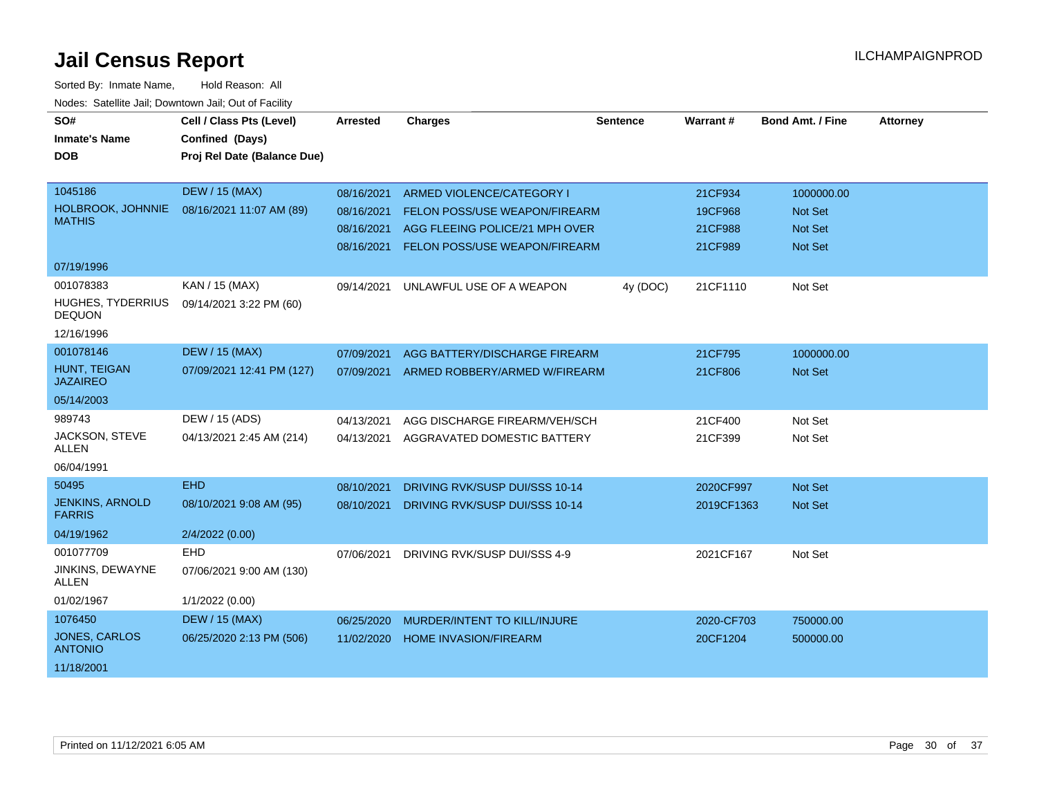# Jail Census Report

ILCHAMPAIGNPROD

Sorted By: Inmate Name, Hold Reason: All

Nodes: Satellite Jail; Downtown Jail; Out of Facility

| SO# / Inmate's Name / DOB | Cell / Class Pts (Level) / Confined (Days) / Proj Rel Date (Balance Due) | Arrested | Charges | Sentence | Warrant # | Bond Amt. / Fine | Attorney |
|---|---|---|---|---|---|---|---|
| 1045186 HOLBROOK, JOHNNIE MATHIS 07/19/1996 | DEW / 15 (MAX) 08/16/2021 11:07 AM (89) | 08/16/2021 | ARMED VIOLENCE/CATEGORY I | | 21CF934 | 1000000.00 | |
| | | 08/16/2021 | FELON POSS/USE WEAPON/FIREARM | | 19CF968 | Not Set | |
| | | 08/16/2021 | AGG FLEEING POLICE/21 MPH OVER | | 21CF988 | Not Set | |
| | | 08/16/2021 | FELON POSS/USE WEAPON/FIREARM | | 21CF989 | Not Set | |
| 001078383 HUGHES, TYDERRIUS DEQUON 12/16/1996 | KAN / 15 (MAX) 09/14/2021 3:22 PM (60) | 09/14/2021 | UNLAWFUL USE OF A WEAPON | 4y (DOC) | 21CF1110 | Not Set | |
| 001078146 HUNT, TEIGAN JAZAIREO 05/14/2003 | DEW / 15 (MAX) 07/09/2021 12:41 PM (127) | 07/09/2021 | AGG BATTERY/DISCHARGE FIREARM | | 21CF795 | 1000000.00 | |
| | | 07/09/2021 | ARMED ROBBERY/ARMED W/FIREARM | | 21CF806 | Not Set | |
| 989743 JACKSON, STEVE ALLEN 06/04/1991 | DEW / 15 (ADS) 04/13/2021 2:45 AM (214) | 04/13/2021 | AGG DISCHARGE FIREARM/VEH/SCH | | 21CF400 | Not Set | |
| | | 04/13/2021 | AGGRAVATED DOMESTIC BATTERY | | 21CF399 | Not Set | |
| 50495 JENKINS, ARNOLD FARRIS 04/19/1962 | EHD 08/10/2021 9:08 AM (95) 2/4/2022 (0.00) | 08/10/2021 | DRIVING RVK/SUSP DUI/SSS 10-14 | | 2020CF997 | Not Set | |
| | | 08/10/2021 | DRIVING RVK/SUSP DUI/SSS 10-14 | | 2019CF1363 | Not Set | |
| 001077709 JINKINS, DEWAYNE ALLEN 01/02/1967 | EHD 07/06/2021 9:00 AM (130) 1/1/2022 (0.00) | 07/06/2021 | DRIVING RVK/SUSP DUI/SSS 4-9 | | 2021CF167 | Not Set | |
| 1076450 JONES, CARLOS ANTONIO 11/18/2001 | DEW / 15 (MAX) 06/25/2020 2:13 PM (506) | 06/25/2020 | MURDER/INTENT TO KILL/INJURE | | 2020-CF703 | 750000.00 | |
| | | 11/02/2020 | HOME INVASION/FIREARM | | 20CF1204 | 500000.00 | |

Printed on 11/12/2021 6:05 AM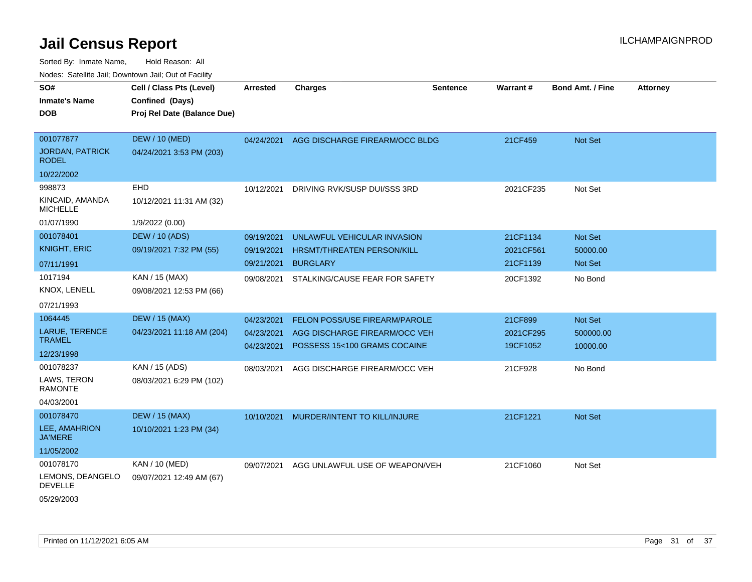# Jail Census Report

Sorted By: Inmate Name, Hold Reason: All

Nodes: Satellite Jail; Downtown Jail; Out of Facility

| SO# / Inmate's Name / DOB | Cell / Class Pts (Level) / Confined (Days) / Proj Rel Date (Balance Due) | Arrested | Charges | Sentence | Warrant # | Bond Amt. / Fine | Attorney |
|---|---|---|---|---|---|---|---|
| 001077877<br>JORDAN, PATRICK RODEL<br>10/22/2002 | DEW / 10 (MED)<br>04/24/2021 3:53 PM (203) | 04/24/2021 | AGG DISCHARGE FIREARM/OCC BLDG | | 21CF459 | Not Set | |
| 998873<br>KINCAID, AMANDA MICHELLE<br>01/07/1990 | EHD<br>10/12/2021 11:31 AM (32)<br>1/9/2022 (0.00) | 10/12/2021 | DRIVING RVK/SUSP DUI/SSS 3RD | | 2021CF235 | Not Set | |
| 001078401<br>KNIGHT, ERIC<br>07/11/1991 | DEW / 10 (ADS)<br>09/19/2021 7:32 PM (55) | 09/19/2021 | UNLAWFUL VEHICULAR INVASION | | 21CF1134 | Not Set | |
| | | 09/19/2021 | HRSMT/THREATEN PERSON/KILL | | 2021CF561 | 50000.00 | |
| | | 09/21/2021 | BURGLARY | | 21CF1139 | Not Set | |
| 1017194<br>KNOX, LENELL<br>07/21/1993 | KAN / 15 (MAX)<br>09/08/2021 12:53 PM (66) | 09/08/2021 | STALKING/CAUSE FEAR FOR SAFETY | | 20CF1392 | No Bond | |
| 1064445<br>LARUE, TERENCE TRAMEL<br>12/23/1998 | DEW / 15 (MAX)<br>04/23/2021 11:18 AM (204) | 04/23/2021 | FELON POSS/USE FIREARM/PAROLE | | 21CF899 | Not Set | |
| | | 04/23/2021 | AGG DISCHARGE FIREARM/OCC VEH | | 2021CF295 | 500000.00 | |
| | | 04/23/2021 | POSSESS 15<100 GRAMS COCAINE | | 19CF1052 | 10000.00 | |
| 001078237<br>LAWS, TERON RAMONTE<br>04/03/2001 | KAN / 15 (ADS)<br>08/03/2021 6:29 PM (102) | 08/03/2021 | AGG DISCHARGE FIREARM/OCC VEH | | 21CF928 | No Bond | |
| 001078470<br>LEE, AMAHRION JA'MERE<br>11/05/2002 | DEW / 15 (MAX)<br>10/10/2021 1:23 PM (34) | 10/10/2021 | MURDER/INTENT TO KILL/INJURE | | 21CF1221 | Not Set | |
| 001078170<br>LEMONS, DEANGELO DEVELLE<br>05/29/2003 | KAN / 10 (MED)<br>09/07/2021 12:49 AM (67) | 09/07/2021 | AGG UNLAWFUL USE OF WEAPON/VEH | | 21CF1060 | Not Set | |

Printed on 11/12/2021 6:05 AM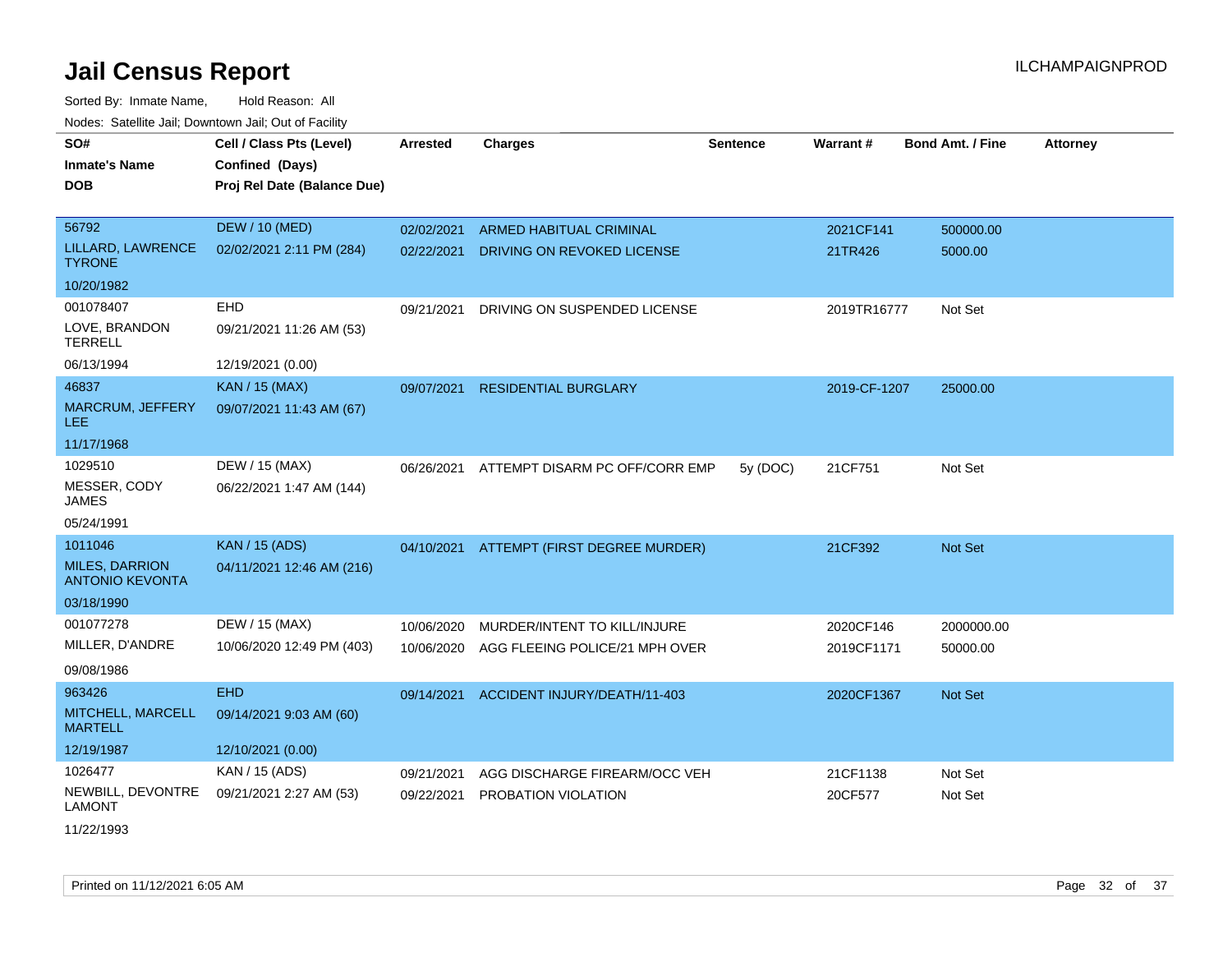# Jail Census Report

Sorted By: Inmate Name, Hold Reason: All

Nodes: Satellite Jail; Downtown Jail; Out of Facility

| SO# / Inmate's Name / DOB | Cell / Class Pts (Level) / Confined (Days) / Proj Rel Date (Balance Due) | Arrested | Charges | Sentence | Warrant # | Bond Amt. / Fine | Attorney |
|---|---|---|---|---|---|---|---|
| 56792<br>LILLARD, LAWRENCE TYRONE<br>10/20/1982 | DEW / 10 (MED)<br>02/02/2021 2:11 PM (284) | 02/02/2021<br>02/22/2021 | ARMED HABITUAL CRIMINAL<br>DRIVING ON REVOKED LICENSE | | 2021CF141<br>21TR426 | 500000.00<br>5000.00 | |
| 001078407<br>LOVE, BRANDON TERRELL<br>06/13/1994 | EHD<br>09/21/2021 11:26 AM (53)<br>12/19/2021 (0.00) | 09/21/2021 | DRIVING ON SUSPENDED LICENSE | | 2019TR16777 | Not Set | |
| 46837<br>MARCRUM, JEFFERY LEE<br>11/17/1968 | KAN / 15 (MAX)<br>09/07/2021 11:43 AM (67) | 09/07/2021 | RESIDENTIAL BURGLARY | | 2019-CF-1207 | 25000.00 | |
| 1029510<br>MESSER, CODY JAMES<br>05/24/1991 | DEW / 15 (MAX)<br>06/22/2021 1:47 AM (144) | 06/26/2021 | ATTEMPT DISARM PC OFF/CORR EMP | 5y (DOC) | 21CF751 | Not Set | |
| 1011046<br>MILES, DARRION ANTONIO KEVONTA<br>03/18/1990 | KAN / 15 (ADS)<br>04/11/2021 12:46 AM (216) | 04/10/2021 | ATTEMPT (FIRST DEGREE MURDER) | | 21CF392 | Not Set | |
| 001077278<br>MILLER, D'ANDRE<br>09/08/1986 | DEW / 15 (MAX)<br>10/06/2020 12:49 PM (403) | 10/06/2020<br>10/06/2020 | MURDER/INTENT TO KILL/INJURE<br>AGG FLEEING POLICE/21 MPH OVER | | 2020CF146<br>2019CF1171 | 2000000.00<br>50000.00 | |
| 963426<br>MITCHELL, MARCELL MARTELL<br>12/19/1987 | EHD<br>09/14/2021 9:03 AM (60)<br>12/10/2021 (0.00) | 09/14/2021 | ACCIDENT INJURY/DEATH/11-403 | | 2020CF1367 | Not Set | |
| 1026477<br>NEWBILL, DEVONTRE LAMONT<br>11/22/1993 | KAN / 15 (ADS)<br>09/21/2021 2:27 AM (53) | 09/21/2021<br>09/22/2021 | AGG DISCHARGE FIREARM/OCC VEH<br>PROBATION VIOLATION | | 21CF1138<br>20CF577 | Not Set<br>Not Set | |

Printed on 11/12/2021 6:05 AM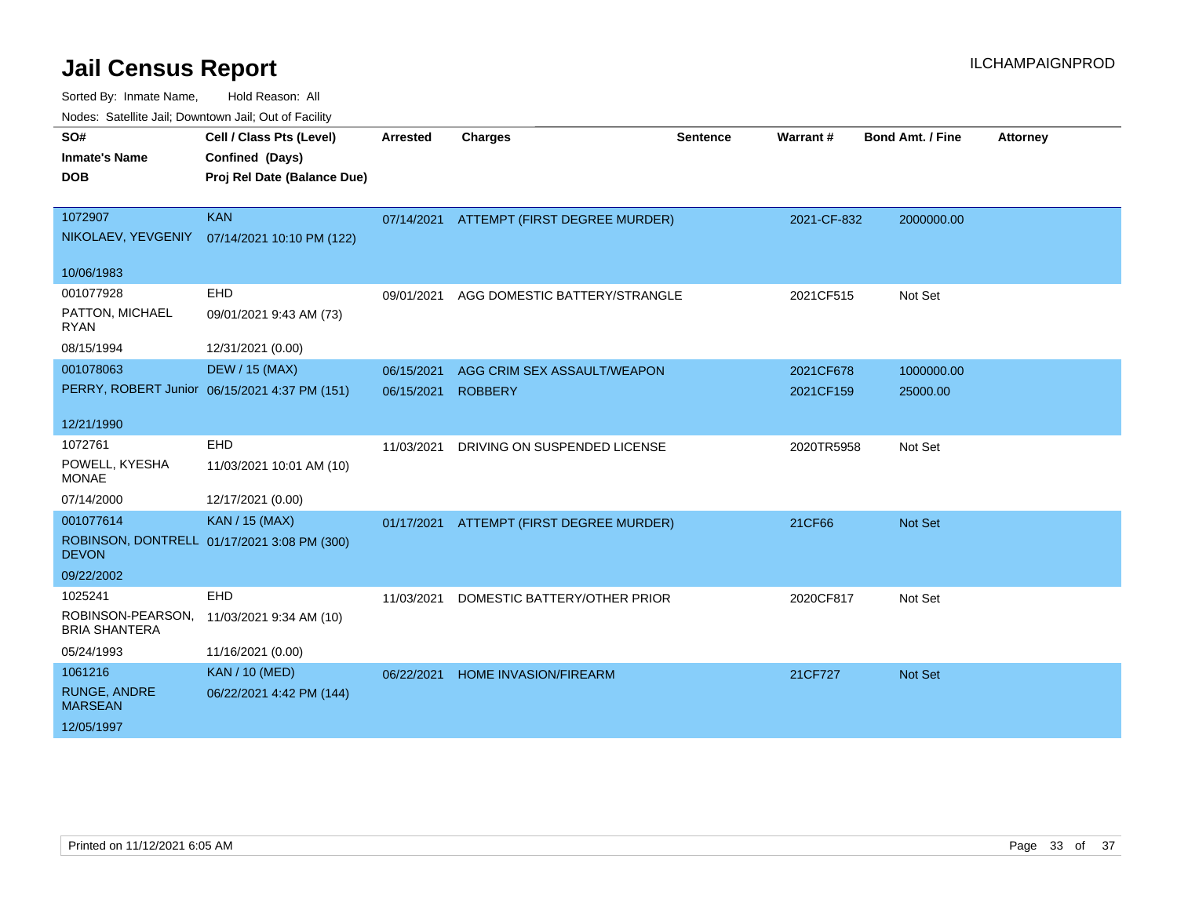# Jail Census Report

ILCHAMPAIGNPROD

Sorted By: Inmate Name, Hold Reason: All

Nodes: Satellite Jail; Downtown Jail; Out of Facility

| SO# / Inmate's Name / DOB | Cell / Class Pts (Level) / Confined (Days) / Proj Rel Date (Balance Due) | Arrested | Charges | Sentence | Warrant # | Bond Amt. / Fine | Attorney |
|---|---|---|---|---|---|---|---|
| 1072907<br>NIKOLAEV, YEVGENIY<br>10/06/1983 | KAN<br>07/14/2021 10:10 PM (122) | 07/14/2021 | ATTEMPT (FIRST DEGREE MURDER) | | 2021-CF-832 | 2000000.00 | |
| 001077928<br>PATTON, MICHAEL RYAN<br>08/15/1994 | EHD<br>09/01/2021 9:43 AM (73)<br>12/31/2021 (0.00) | 09/01/2021 | AGG DOMESTIC BATTERY/STRANGLE | | 2021CF515 | Not Set | |
| 001078063<br>PERRY, ROBERT Junior<br>12/21/1990 | DEW / 15 (MAX)<br>06/15/2021 4:37 PM (151) | 06/15/2021<br>06/15/2021 | AGG CRIM SEX ASSAULT/WEAPON<br>ROBBERY | | 2021CF678<br>2021CF159 | 1000000.00<br>25000.00 | |
| 1072761<br>POWELL, KYESHA MONAE<br>07/14/2000 | EHD<br>11/03/2021 10:01 AM (10)<br>12/17/2021 (0.00) | 11/03/2021 | DRIVING ON SUSPENDED LICENSE | | 2020TR5958 | Not Set | |
| 001077614<br>ROBINSON, DONTRELL DEVON<br>09/22/2002 | KAN / 15 (MAX)<br>01/17/2021 3:08 PM (300) | 01/17/2021 | ATTEMPT (FIRST DEGREE MURDER) | | 21CF66 | Not Set | |
| 1025241<br>ROBINSON-PEARSON, BRIA SHANTERA<br>05/24/1993 | EHD<br>11/03/2021 9:34 AM (10)<br>11/16/2021 (0.00) | 11/03/2021 | DOMESTIC BATTERY/OTHER PRIOR | | 2020CF817 | Not Set | |
| 1061216<br>RUNGE, ANDRE MARSEAN<br>12/05/1997 | KAN / 10 (MED)<br>06/22/2021 4:42 PM (144) | 06/22/2021 | HOME INVASION/FIREARM | | 21CF727 | Not Set | |

Printed on 11/12/2021 6:05 AM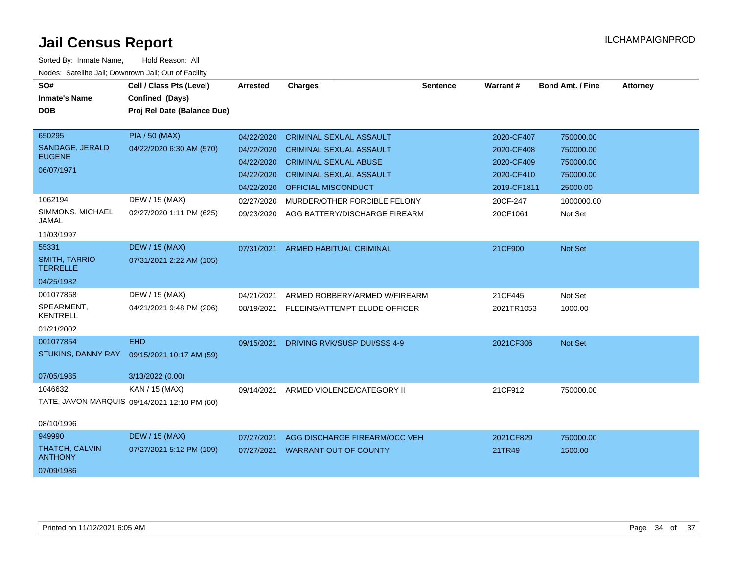# Jail Census Report

ILCHAMPAIGNPROD

Sorted By: Inmate Name, Hold Reason: All

Nodes: Satellite Jail; Downtown Jail; Out of Facility

| SO# / Inmate's Name / DOB | Cell / Class Pts (Level) / Confined (Days) / Proj Rel Date (Balance Due) | Arrested | Charges | Sentence | Warrant # | Bond Amt. / Fine | Attorney |
|---|---|---|---|---|---|---|---|
| 650295<br>SANDAGE, JERALD EUGENE<br>06/07/1971 | PIA / 50 (MAX)<br>04/22/2020 6:30 AM (570) | 04/22/2020 | CRIMINAL SEXUAL ASSAULT | | 2020-CF407 | 750000.00 | |
| | | 04/22/2020 | CRIMINAL SEXUAL ASSAULT | | 2020-CF408 | 750000.00 | |
| | | 04/22/2020 | CRIMINAL SEXUAL ABUSE | | 2020-CF409 | 750000.00 | |
| | | 04/22/2020 | CRIMINAL SEXUAL ASSAULT | | 2020-CF410 | 750000.00 | |
| | | 04/22/2020 | OFFICIAL MISCONDUCT | | 2019-CF1811 | 25000.00 | |
| 1062194<br>SIMMONS, MICHAEL JAMAL<br>11/03/1997 | DEW / 15 (MAX)<br>02/27/2020 1:11 PM (625) | 02/27/2020 | MURDER/OTHER FORCIBLE FELONY | | 20CF-247 | 1000000.00 | |
| | | 09/23/2020 | AGG BATTERY/DISCHARGE FIREARM | | 20CF1061 | Not Set | |
| 55331<br>SMITH, TARRIO TERRELLE<br>04/25/1982 | DEW / 15 (MAX)<br>07/31/2021 2:22 AM (105) | 07/31/2021 | ARMED HABITUAL CRIMINAL | | 21CF900 | Not Set | |
| 001077868<br>SPEARMENT, KENTRELL<br>01/21/2002 | DEW / 15 (MAX)<br>04/21/2021 9:48 PM (206) | 04/21/2021 | ARMED ROBBERY/ARMED W/FIREARM | | 21CF445 | Not Set | |
| | | 08/19/2021 | FLEEING/ATTEMPT ELUDE OFFICER | | 2021TR1053 | 1000.00 | |
| 001077854<br>STUKINS, DANNY RAY<br>07/05/1985 | EHD<br>09/15/2021 10:17 AM (59)<br>3/13/2022 (0.00) | 09/15/2021 | DRIVING RVK/SUSP DUI/SSS 4-9 | | 2021CF306 | Not Set | |
| 1046632<br>TATE, JAVON MARQUIS<br>08/10/1996 | KAN / 15 (MAX)<br>09/14/2021 12:10 PM (60) | 09/14/2021 | ARMED VIOLENCE/CATEGORY II | | 21CF912 | 750000.00 | |
| 949990<br>THATCH, CALVIN ANTHONY<br>07/09/1986 | DEW / 15 (MAX)<br>07/27/2021 5:12 PM (109) | 07/27/2021 | AGG DISCHARGE FIREARM/OCC VEH | | 2021CF829 | 750000.00 | |
| | | 07/27/2021 | WARRANT OUT OF COUNTY | | 21TR49 | 1500.00 | |

Printed on 11/12/2021 6:05 AM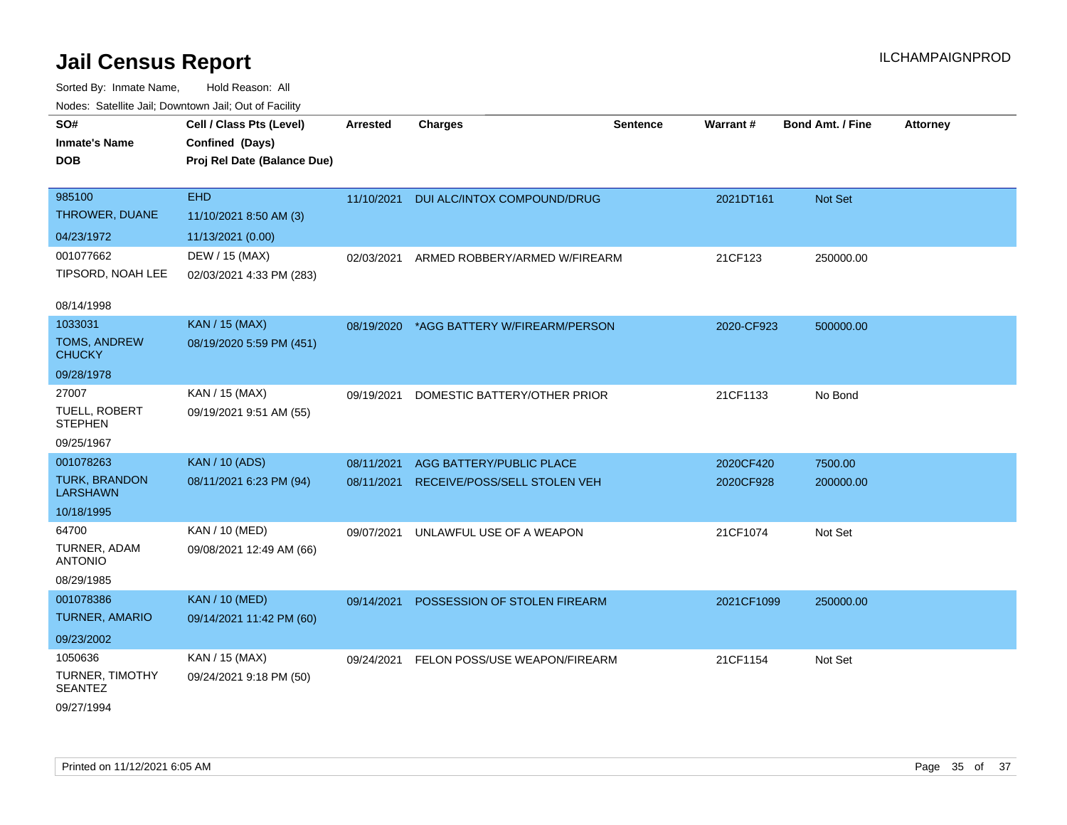# Jail Census Report

ILCHAMPAIGNPROD

Sorted By: Inmate Name, Hold Reason: All

Nodes: Satellite Jail; Downtown Jail; Out of Facility

| SO# / Inmate's Name / DOB | Cell / Class Pts (Level) / Confined (Days) / Proj Rel Date (Balance Due) | Arrested | Charges | Sentence | Warrant # | Bond Amt. / Fine | Attorney |
|---|---|---|---|---|---|---|---|
| 985100<br>THROWER, DUANE<br>04/23/1972 | EHD<br>11/10/2021 8:50 AM (3)<br>11/13/2021 (0.00) | 11/10/2021 | DUI ALC/INTOX COMPOUND/DRUG | | 2021DT161 | Not Set | |
| 001077662<br>TIPSORD, NOAH LEE<br>08/14/1998 | DEW / 15 (MAX)<br>02/03/2021 4:33 PM (283) | 02/03/2021 | ARMED ROBBERY/ARMED W/FIREARM | | 21CF123 | 250000.00 | |
| 1033031<br>TOMS, ANDREW CHUCKY<br>09/28/1978 | KAN / 15 (MAX)<br>08/19/2020 5:59 PM (451) | 08/19/2020 | *AGG BATTERY W/FIREARM/PERSON | | 2020-CF923 | 500000.00 | |
| 27007<br>TUELL, ROBERT STEPHEN<br>09/25/1967 | KAN / 15 (MAX)<br>09/19/2021 9:51 AM (55) | 09/19/2021 | DOMESTIC BATTERY/OTHER PRIOR | | 21CF1133 | No Bond | |
| 001078263<br>TURK, BRANDON LARSHAWN<br>10/18/1995 | KAN / 10 (ADS)<br>08/11/2021 6:23 PM (94) | 08/11/2021<br>08/11/2021 | AGG BATTERY/PUBLIC PLACE<br>RECEIVE/POSS/SELL STOLEN VEH | | 2020CF420<br>2020CF928 | 7500.00<br>200000.00 | |
| 64700<br>TURNER, ADAM ANTONIO<br>08/29/1985 | KAN / 10 (MED)<br>09/08/2021 12:49 AM (66) | 09/07/2021 | UNLAWFUL USE OF A WEAPON | | 21CF1074 | Not Set | |
| 001078386<br>TURNER, AMARIO<br>09/23/2002 | KAN / 10 (MED)<br>09/14/2021 11:42 PM (60) | 09/14/2021 | POSSESSION OF STOLEN FIREARM | | 2021CF1099 | 250000.00 | |
| 1050636<br>TURNER, TIMOTHY SEANTEZ<br>09/27/1994 | KAN / 15 (MAX)<br>09/24/2021 9:18 PM (50) | 09/24/2021 | FELON POSS/USE WEAPON/FIREARM | | 21CF1154 | Not Set | |

Printed on 11/12/2021 6:05 AM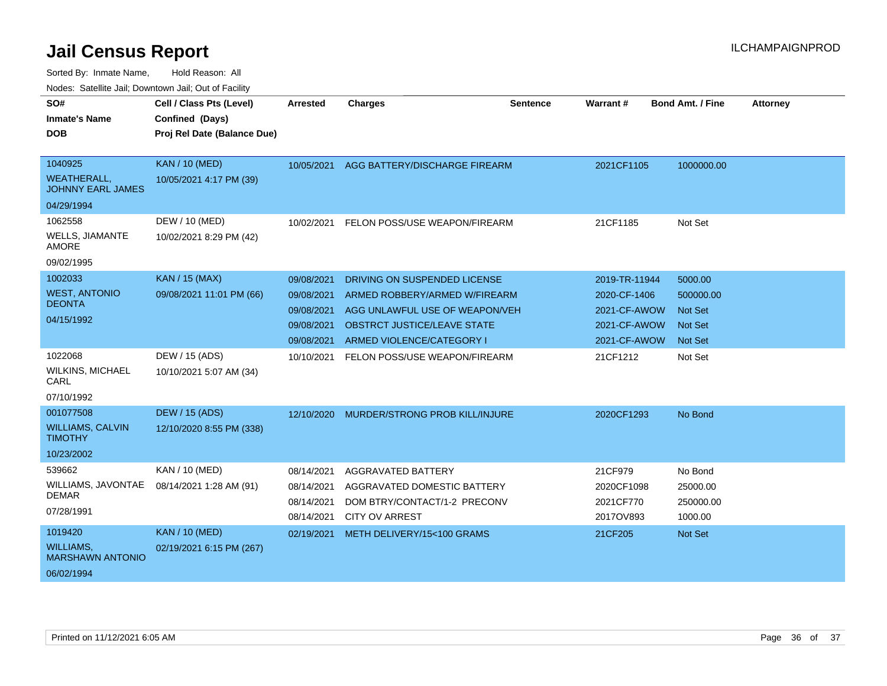# Jail Census Report

Sorted By: Inmate Name, Hold Reason: All

Nodes: Satellite Jail; Downtown Jail; Out of Facility

| SO# / Inmate's Name / DOB | Cell / Class Pts (Level) / Confined (Days) / Proj Rel Date (Balance Due) | Arrested | Charges | Sentence | Warrant # | Bond Amt. / Fine | Attorney |
|---|---|---|---|---|---|---|---|
| 1040925 WEATHERALL, JOHNNY EARL JAMES 04/29/1994 | KAN / 10 (MED) 10/05/2021 4:17 PM (39) | 10/05/2021 | AGG BATTERY/DISCHARGE FIREARM | | 2021CF1105 | 1000000.00 | |
| 1062558 WELLS, JIAMANTE AMORE 09/02/1995 | DEW / 10 (MED) 10/02/2021 8:29 PM (42) | 10/02/2021 | FELON POSS/USE WEAPON/FIREARM | | 21CF1185 | Not Set | |
| 1002033 WEST, ANTONIO DEONTA 04/15/1992 | KAN / 15 (MAX) 09/08/2021 11:01 PM (66) | 09/08/2021 | DRIVING ON SUSPENDED LICENSE | | 2019-TR-11944 | 5000.00 | |
| | | 09/08/2021 | ARMED ROBBERY/ARMED W/FIREARM | | 2020-CF-1406 | 500000.00 | |
| | | 09/08/2021 | AGG UNLAWFUL USE OF WEAPON/VEH | | 2021-CF-AWOW | Not Set | |
| | | 09/08/2021 | OBSTRCT JUSTICE/LEAVE STATE | | 2021-CF-AWOW | Not Set | |
| | | 09/08/2021 | ARMED VIOLENCE/CATEGORY I | | 2021-CF-AWOW | Not Set | |
| 1022068 WILKINS, MICHAEL CARL 07/10/1992 | DEW / 15 (ADS) 10/10/2021 5:07 AM (34) | 10/10/2021 | FELON POSS/USE WEAPON/FIREARM | | 21CF1212 | Not Set | |
| 001077508 WILLIAMS, CALVIN TIMOTHY 10/23/2002 | DEW / 15 (ADS) 12/10/2020 8:55 PM (338) | 12/10/2020 | MURDER/STRONG PROB KILL/INJURE | | 2020CF1293 | No Bond | |
| 539662 WILLIAMS, JAVONTAE DEMAR 07/28/1991 | KAN / 10 (MED) 08/14/2021 1:28 AM (91) | 08/14/2021 | AGGRAVATED BATTERY | | 21CF979 | No Bond | |
| | | 08/14/2021 | AGGRAVATED DOMESTIC BATTERY | | 2020CF1098 | 25000.00 | |
| | | 08/14/2021 | DOM BTRY/CONTACT/1-2 PRECONV | | 2021CF770 | 250000.00 | |
| | | 08/14/2021 | CITY OV ARREST | | 2017OV893 | 1000.00 | |
| 1019420 WILLIAMS, MARSHAWN ANTONIO 06/02/1994 | KAN / 10 (MED) 02/19/2021 6:15 PM (267) | 02/19/2021 | METH DELIVERY/15<100 GRAMS | | 21CF205 | Not Set | |

Printed on 11/12/2021 6:05 AM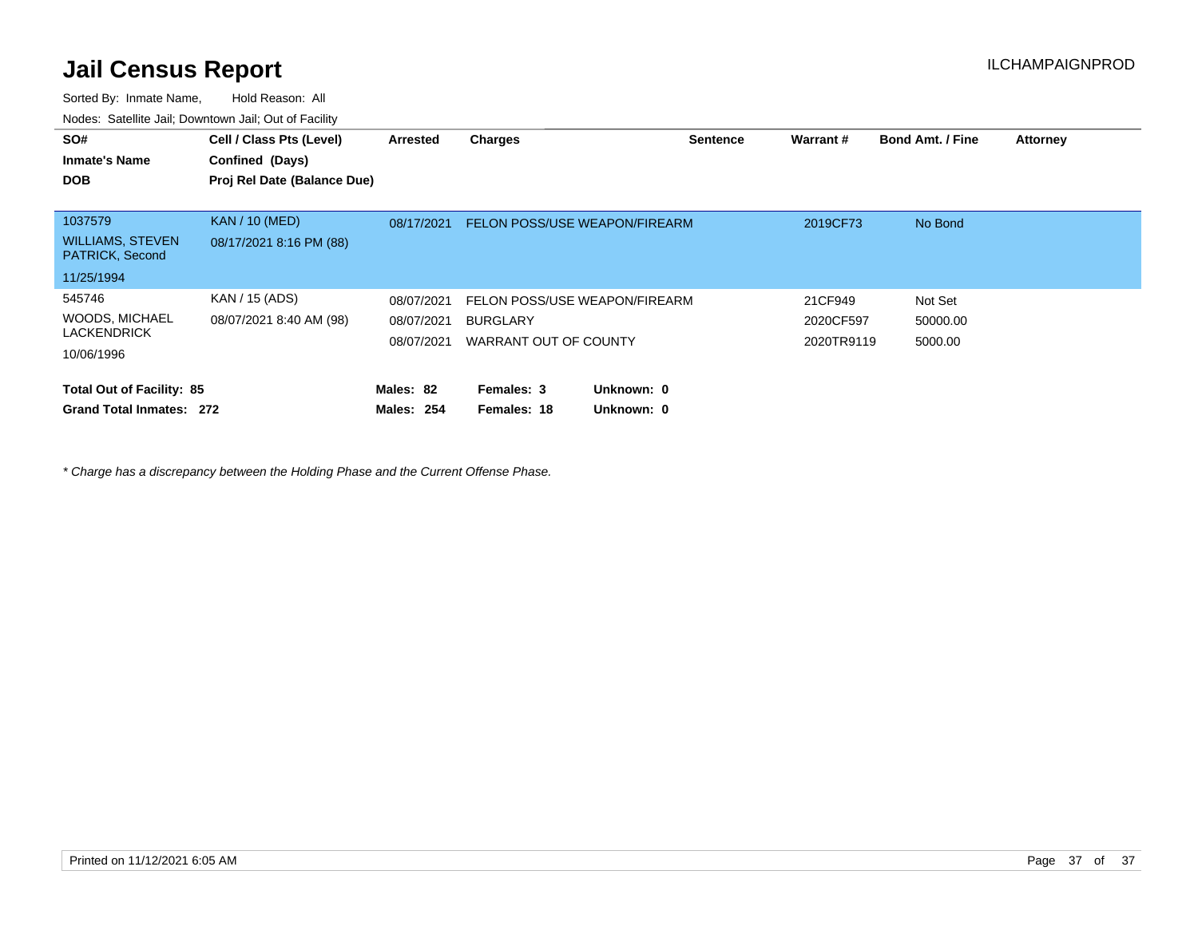# Jail Census Report

ILCHAMPAIGNPROD

Sorted By: Inmate Name, Hold Reason: All

Nodes: Satellite Jail; Downtown Jail; Out of Facility

| SO# / Inmate's Name / DOB | Cell / Class Pts (Level) / Confined (Days) / Proj Rel Date (Balance Due) | Arrested | Charges | Sentence | Warrant # | Bond Amt. / Fine | Attorney |
|---|---|---|---|---|---|---|---|
| 1037579 | KAN / 10 (MED) | 08/17/2021 | FELON POSS/USE WEAPON/FIREARM | | 2019CF73 | No Bond | |
| WILLIAMS, STEVEN PATRICK, Second | 08/17/2021 8:16 PM (88) | | | | | | |
| 11/25/1994 | | | | | | | |
| 545746 | KAN / 15 (ADS) | 08/07/2021 | FELON POSS/USE WEAPON/FIREARM | | 21CF949 | Not Set | |
| WOODS, MICHAEL LACKENDRICK | 08/07/2021 8:40 AM (98) | 08/07/2021 | BURGLARY | | 2020CF597 | 50000.00 | |
| 10/06/1996 | | 08/07/2021 | WARRANT OUT OF COUNTY | | 2020TR9119 | 5000.00 | |

**Total Out of Facility: 85** **Males: 82** **Females: 3** **Unknown: 0**

**Grand Total Inmates: 272** **Males: 254** **Females: 18** **Unknown: 0**

*\* Charge has a discrepancy between the Holding Phase and the Current Offense Phase.*

Printed on 11/12/2021 6:05 AM